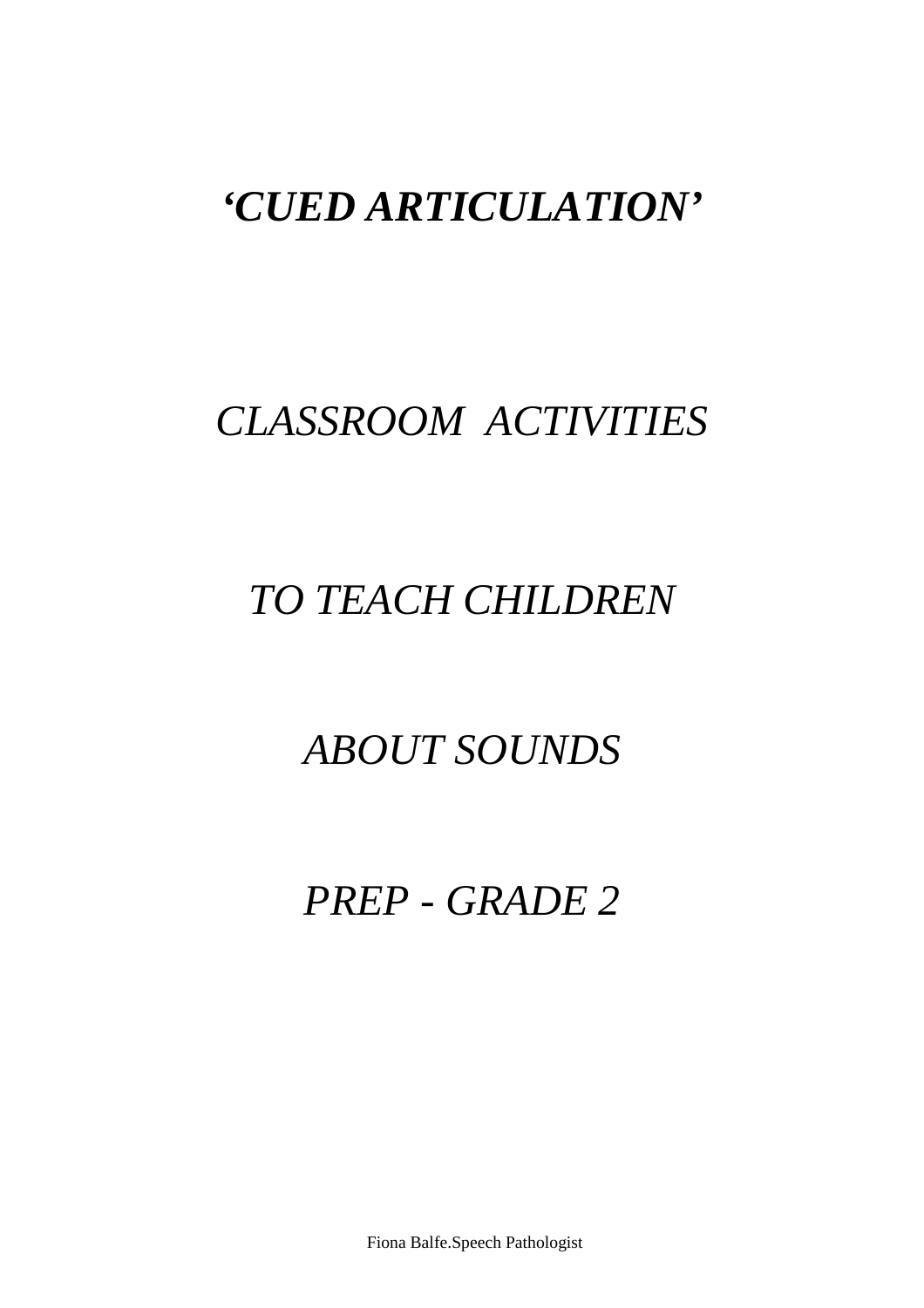# *'CUED ARTICULATION'*

*CLASSROOM ACTIVITIES*

*TO TEACH CHILDREN*

*ABOUT SOUNDS*

*PREP - GRADE 2*

Fiona Balfe.Speech Pathologist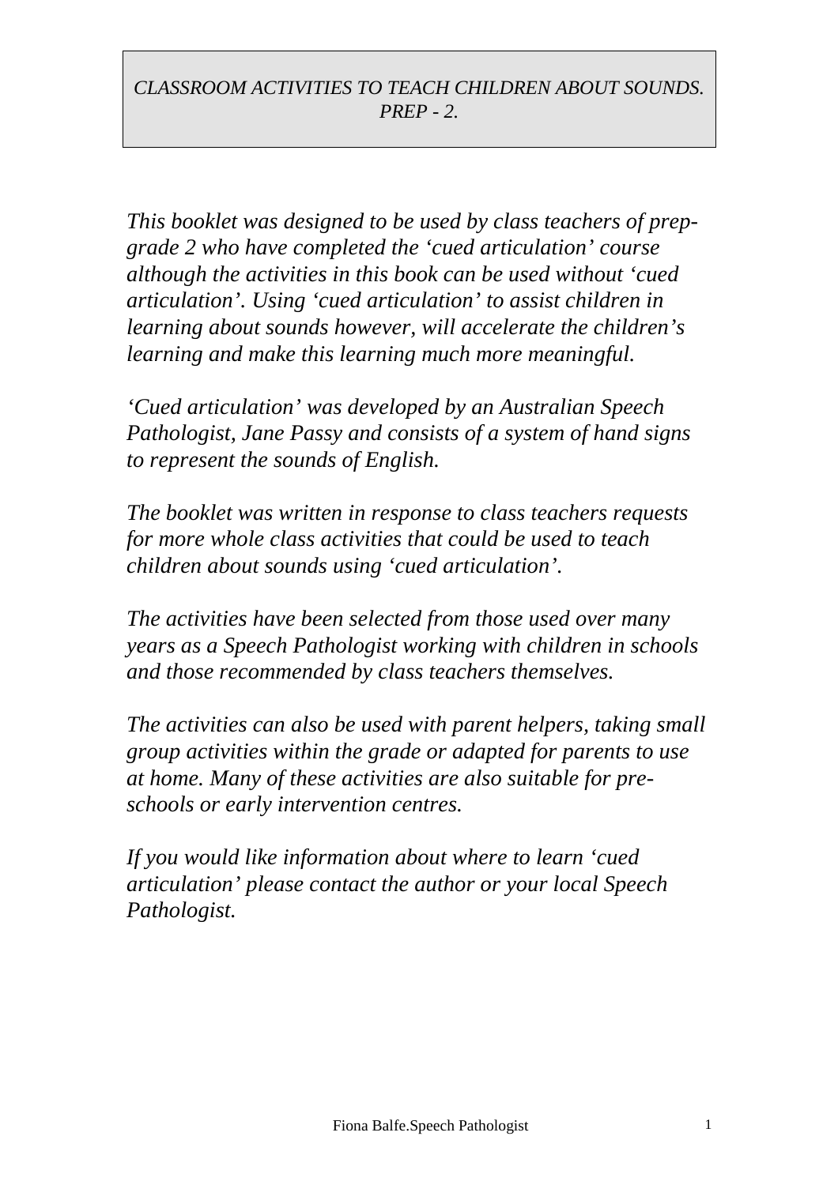*CLASSROOM ACTIVITIES TO TEACH CHILDREN ABOUT SOUNDS. PREP - 2.*

*This booklet was designed to be used by class teachers of prep-grade 2 who have completed the 'cued articulation' course although the activities in this book can be used without 'cued articulation'. Using 'cued articulation' to assist children in learning about sounds however, will accelerate the children's learning and make this learning much more meaningful.*

*'Cued articulation' was developed by an Australian Speech Pathologist, Jane Passy and consists of a system of hand signs to represent the sounds of English.*

*The booklet was written in response to class teachers requests for more whole class activities that could be used to teach children about sounds using 'cued articulation'.*

*The activities have been selected from those used over many years as a Speech Pathologist working with children in schools and those recommended by class teachers themselves.*

*The activities can also be used with parent helpers, taking small group activities within the grade or adapted for parents to use at home. Many of these activities are also suitable for pre-schools or early intervention centres.*

*If you would like information about where to learn 'cued articulation' please contact the author or your local Speech Pathologist.*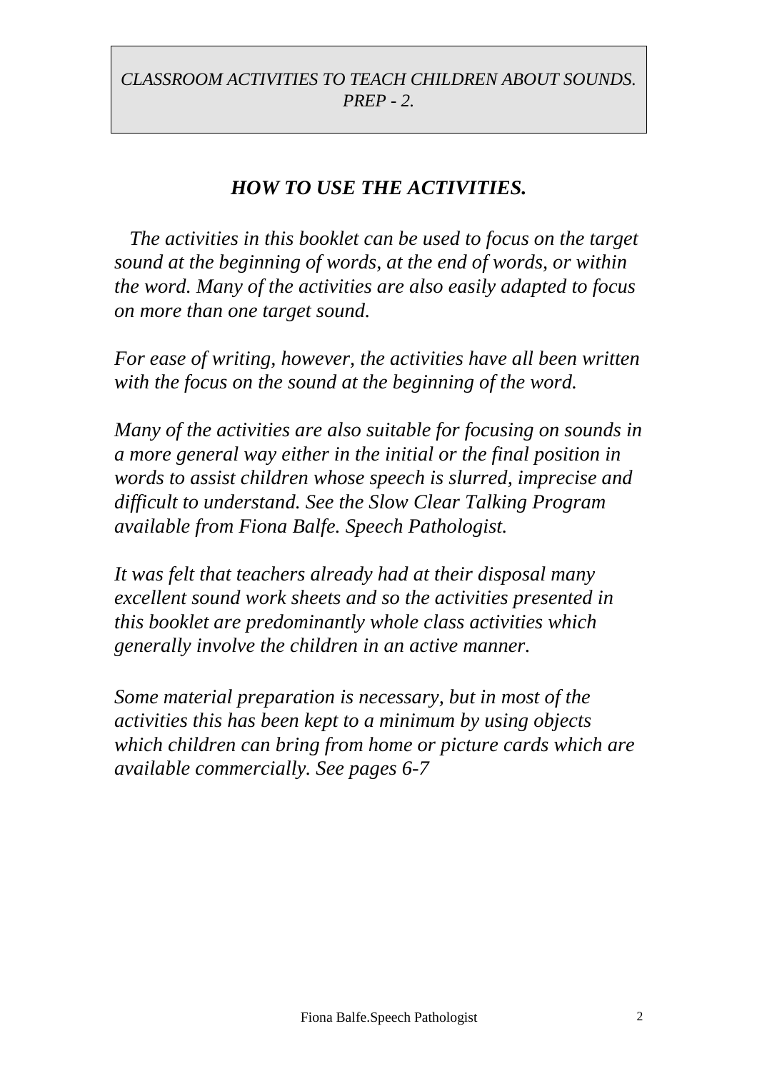*CLASSROOM ACTIVITIES TO TEACH CHILDREN ABOUT SOUNDS. PREP - 2.*

## *HOW TO USE THE ACTIVITIES.*

*The activities in this booklet can be used to focus on the target sound at the beginning of words, at the end of words, or within the word. Many of the activities are also easily adapted to focus on more than one target sound.*

*For ease of writing, however, the activities have all been written with the focus on the sound at the beginning of the word.*

*Many of the activities are also suitable for focusing on sounds in a more general way either in the initial or the final position in words to assist children whose speech is slurred, imprecise and difficult to understand. See the Slow Clear Talking Program available from Fiona Balfe. Speech Pathologist.*

*It was felt that teachers already had at their disposal many excellent sound work sheets and so the activities presented in this booklet are predominantly whole class activities which generally involve the children in an active manner.*

*Some material preparation is necessary, but in most of the activities this has been kept to a minimum by using objects which children can bring from home or picture cards which are available commercially. See pages 6-7*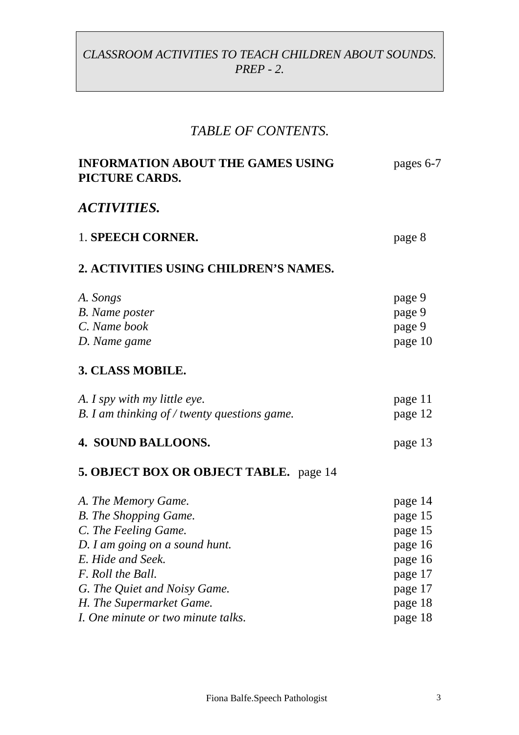*CLASSROOM ACTIVITIES TO TEACH CHILDREN ABOUT SOUNDS. PREP - 2.*

## *TABLE OF CONTENTS.*

| | |
|---|---|
| **INFORMATION ABOUT THE GAMES USING PICTURE CARDS.** | pages 6-7 |

### ***ACTIVITIES.***

| | |
|---|---|
| 1. **SPEECH CORNER.** | page 8 |
| **2. ACTIVITIES USING CHILDREN'S NAMES.** | |
| *A. Songs* | page 9 |
| *B. Name poster* | page 9 |
| *C. Name book* | page 9 |
| *D. Name game* | page 10 |
| **3. CLASS MOBILE.** | |
| *A. I spy with my little eye.* | page 11 |
| *B. I am thinking of / twenty questions game.* | page 12 |
| **4. SOUND BALLOONS.** | page 13 |
| **5. OBJECT BOX OR OBJECT TABLE.** page 14 | |
| *A. The Memory Game.* | page 14 |
| *B. The Shopping Game.* | page 15 |
| *C. The Feeling Game.* | page 15 |
| *D. I am going on a sound hunt.* | page 16 |
| *E. Hide and Seek.* | page 16 |
| *F. Roll the Ball.* | page 17 |
| *G. The Quiet and Noisy Game.* | page 17 |
| *H. The Supermarket Game.* | page 18 |
| *I. One minute or two minute talks.* | page 18 |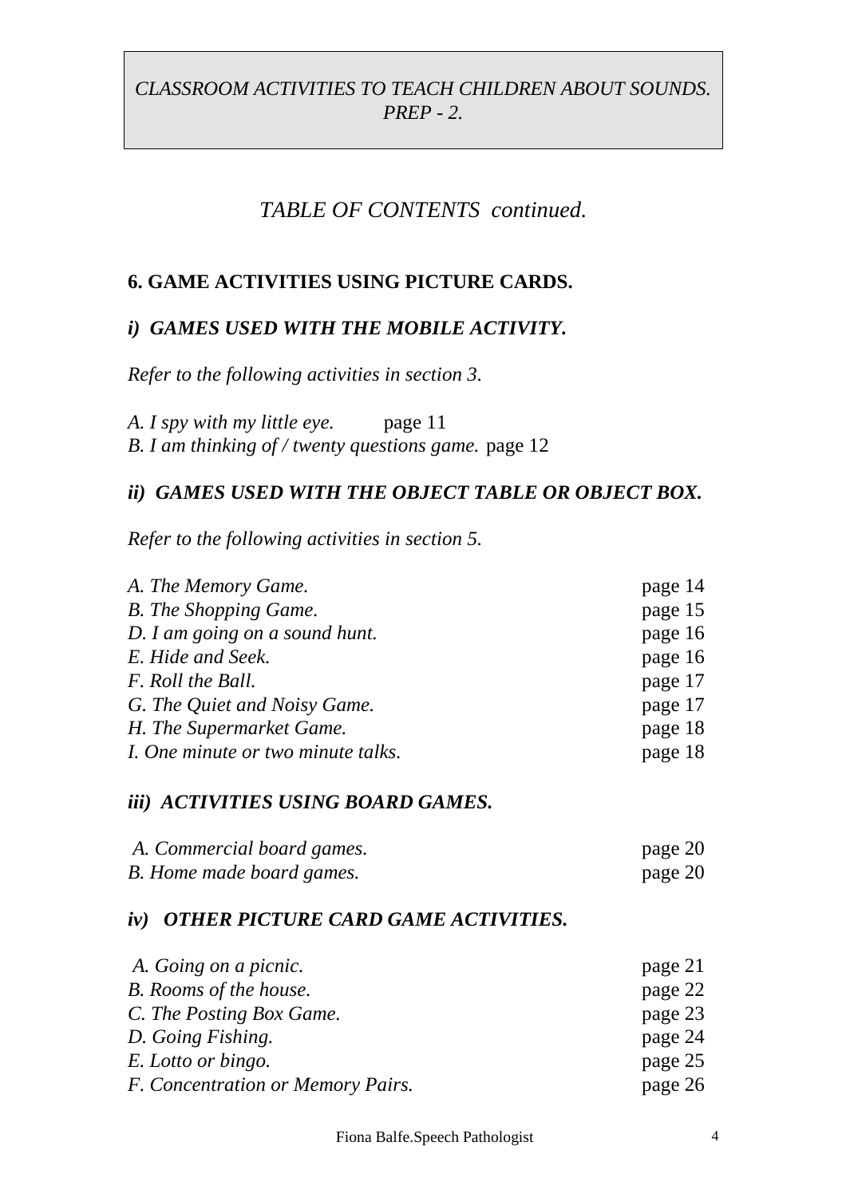*CLASSROOM ACTIVITIES TO TEACH CHILDREN ABOUT SOUNDS. PREP - 2.*

# *TABLE OF CONTENTS continued.*

## 6. GAME ACTIVITIES USING PICTURE CARDS.

### *i) GAMES USED WITH THE MOBILE ACTIVITY.*

*Refer to the following activities in section 3.*

*A. I spy with my little eye.* page 11
*B. I am thinking of / twenty questions game.* page 12

### *ii) GAMES USED WITH THE OBJECT TABLE OR OBJECT BOX.*

*Refer to the following activities in section 5.*

| | |
|---|---|
| *A. The Memory Game.* | page 14 |
| *B. The Shopping Game.* | page 15 |
| *D. I am going on a sound hunt.* | page 16 |
| *E. Hide and Seek.* | page 16 |
| *F. Roll the Ball.* | page 17 |
| *G. The Quiet and Noisy Game.* | page 17 |
| *H. The Supermarket Game.* | page 18 |
| *I. One minute or two minute talks.* | page 18 |

### *iii) ACTIVITIES USING BOARD GAMES.*

| | |
|---|---|
| *A. Commercial board games.* | page 20 |
| *B. Home made board games.* | page 20 |

### *iv) OTHER PICTURE CARD GAME ACTIVITIES.*

| | |
|---|---|
| *A. Going on a picnic.* | page 21 |
| *B. Rooms of the house.* | page 22 |
| *C. The Posting Box Game.* | page 23 |
| *D. Going Fishing.* | page 24 |
| *E. Lotto or bingo.* | page 25 |
| *F. Concentration or Memory Pairs.* | page 26 |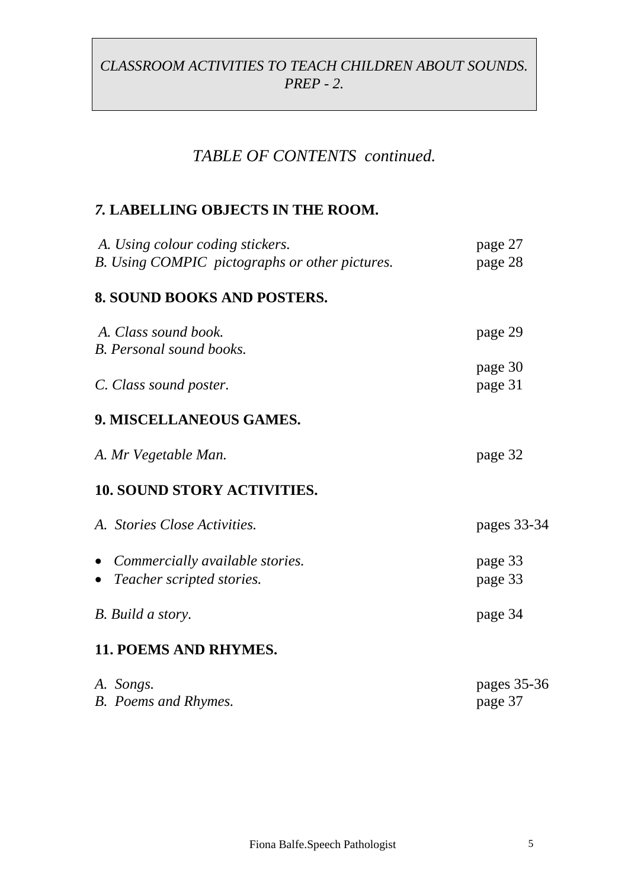*CLASSROOM ACTIVITIES TO TEACH CHILDREN ABOUT SOUNDS. PREP - 2.*

## *TABLE OF CONTENTS continued.*

### *7.* LABELLING OBJECTS IN THE ROOM.

| | |
|---|---|
| *A. Using colour coding stickers.* | page 27 |
| *B. Using COMPIC pictographs or other pictures.* | page 28 |

### 8. SOUND BOOKS AND POSTERS.

| | |
|---|---|
| *A. Class sound book.* | page 29 |
| *B. Personal sound books.* | page 30 |
| *C. Class sound poster.* | page 31 |

### 9. MISCELLANEOUS GAMES.

| | |
|---|---|
| *A. Mr Vegetable Man.* | page 32 |

### 10. SOUND STORY ACTIVITIES.

| | |
|---|---|
| *A. Stories Close Activities.* | pages 33-34 |
| • *Commercially available stories.* | page 33 |
| • *Teacher scripted stories.* | page 33 |
| *B. Build a story.* | page 34 |

### 11. POEMS AND RHYMES.

| | |
|---|---|
| *A. Songs.* | pages 35-36 |
| *B. Poems and Rhymes.* | page 37 |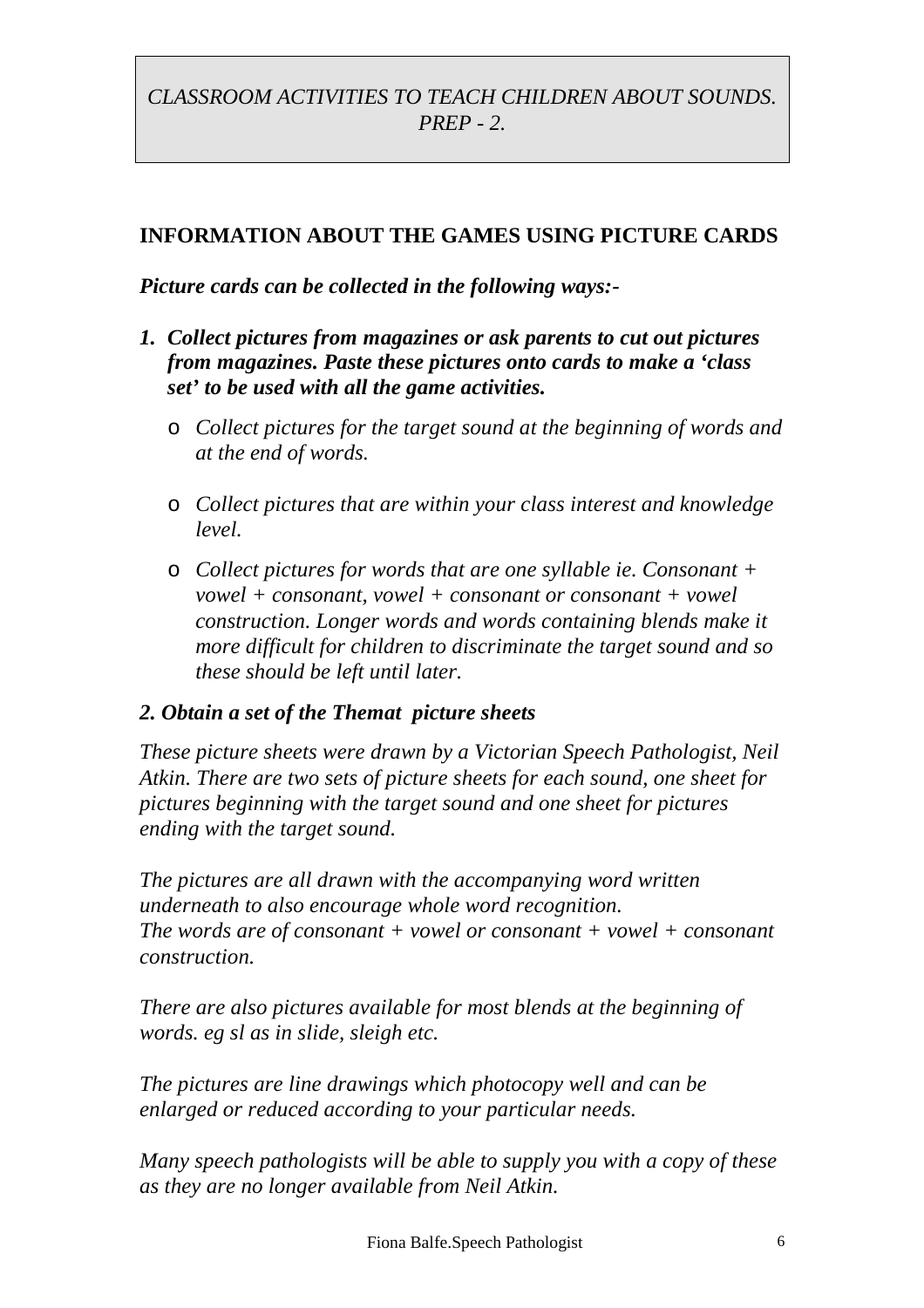*CLASSROOM ACTIVITIES TO TEACH CHILDREN ABOUT SOUNDS. PREP - 2.*

## INFORMATION ABOUT THE GAMES USING PICTURE CARDS

***Picture cards can be collected in the following ways:-***

1. ***Collect pictures from magazines or ask parents to cut out pictures from magazines. Paste these pictures onto cards to make a 'class set' to be used with all the game activities.***
   - *Collect pictures for the target sound at the beginning of words and at the end of words.*
   - *Collect pictures that are within your class interest and knowledge level.*
   - *Collect pictures for words that are one syllable ie. Consonant + vowel + consonant, vowel + consonant or consonant + vowel construction. Longer words and words containing blends make it more difficult for children to discriminate the target sound and so these should be left until later.*

***2. Obtain a set of the Themat picture sheets***

*These picture sheets were drawn by a Victorian Speech Pathologist, Neil Atkin. There are two sets of picture sheets for each sound, one sheet for pictures beginning with the target sound and one sheet for pictures ending with the target sound.*

*The pictures are all drawn with the accompanying word written underneath to also encourage whole word recognition.*
*The words are of consonant + vowel or consonant + vowel + consonant construction.*

*There are also pictures available for most blends at the beginning of words. eg sl as in slide, sleigh etc.*

*The pictures are line drawings which photocopy well and can be enlarged or reduced according to your particular needs.*

*Many speech pathologists will be able to supply you with a copy of these as they are no longer available from Neil Atkin.*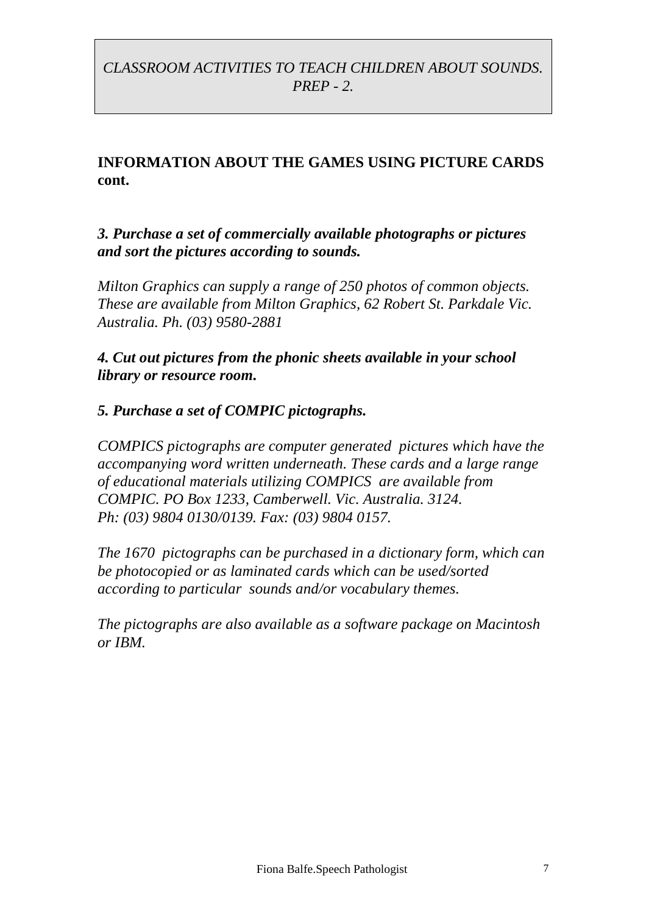*CLASSROOM ACTIVITIES TO TEACH CHILDREN ABOUT SOUNDS. PREP - 2.*

## INFORMATION ABOUT THE GAMES USING PICTURE CARDS cont.

***3. Purchase a set of commercially available photographs or pictures and sort the pictures according to sounds.***

*Milton Graphics can supply a range of 250 photos of common objects. These are available from Milton Graphics, 62 Robert St. Parkdale Vic. Australia. Ph. (03) 9580-2881*

***4. Cut out pictures from the phonic sheets available in your school library or resource room.***

***5. Purchase a set of COMPIC pictographs.***

*COMPICS pictographs are computer generated pictures which have the accompanying word written underneath. These cards and a large range of educational materials utilizing COMPICS are available from COMPIC. PO Box 1233, Camberwell. Vic. Australia. 3124. Ph: (03) 9804 0130/0139. Fax: (03) 9804 0157.*

*The 1670 pictographs can be purchased in a dictionary form, which can be photocopied or as laminated cards which can be used/sorted according to particular sounds and/or vocabulary themes.*

*The pictographs are also available as a software package on Macintosh or IBM.*

Fiona Balfe.Speech Pathologist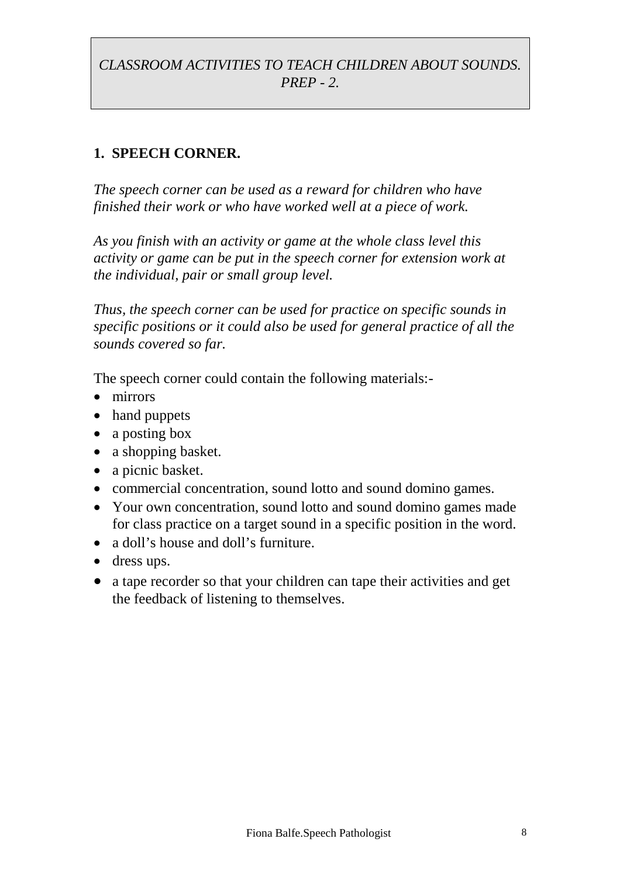*CLASSROOM ACTIVITIES TO TEACH CHILDREN ABOUT SOUNDS. PREP - 2.*

## 1. SPEECH CORNER.

*The speech corner can be used as a reward for children who have finished their work or who have worked well at a piece of work.*

*As you finish with an activity or game at the whole class level this activity or game can be put in the speech corner for extension work at the individual, pair or small group level.*

*Thus, the speech corner can be used for practice on specific sounds in specific positions or it could also be used for general practice of all the sounds covered so far.*

The speech corner could contain the following materials:-

- mirrors
- hand puppets
- a posting box
- a shopping basket.
- a picnic basket.
- commercial concentration, sound lotto and sound domino games.
- Your own concentration, sound lotto and sound domino games made for class practice on a target sound in a specific position in the word.
- a doll's house and doll's furniture.
- dress ups.
- a tape recorder so that your children can tape their activities and get the feedback of listening to themselves.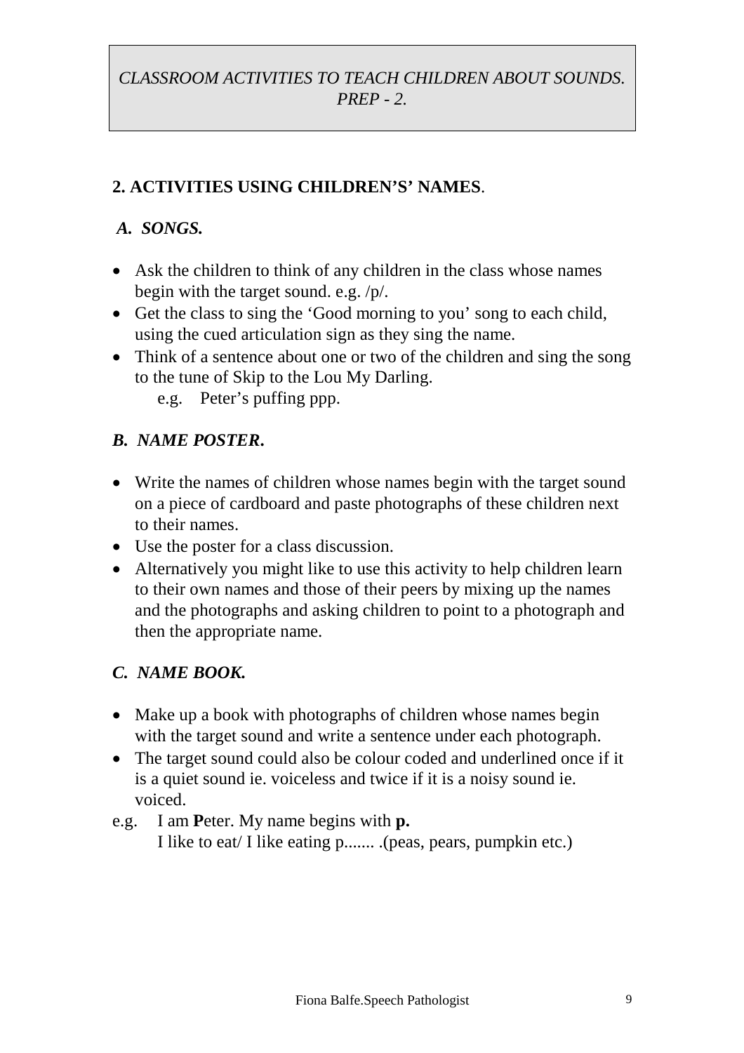*CLASSROOM ACTIVITIES TO TEACH CHILDREN ABOUT SOUNDS. PREP - 2.*

## 2. ACTIVITIES USING CHILDREN'S' NAMES.

### *A. SONGS.*

- Ask the children to think of any children in the class whose names begin with the target sound. e.g. /p/.
- Get the class to sing the 'Good morning to you' song to each child, using the cued articulation sign as they sing the name.
- Think of a sentence about one or two of the children and sing the song to the tune of Skip to the Lou My Darling.
  - e.g. Peter's puffing ppp.

### *B. NAME POSTER.*

- Write the names of children whose names begin with the target sound on a piece of cardboard and paste photographs of these children next to their names.
- Use the poster for a class discussion.
- Alternatively you might like to use this activity to help children learn to their own names and those of their peers by mixing up the names and the photographs and asking children to point to a photograph and then the appropriate name.

### *C. NAME BOOK.*

- Make up a book with photographs of children whose names begin with the target sound and write a sentence under each photograph.
- The target sound could also be colour coded and underlined once if it is a quiet sound ie. voiceless and twice if it is a noisy sound ie. voiced.

e.g. I am **P**eter. My name begins with **p.**
I like to eat/ I like eating p....... .(peas, pears, pumpkin etc.)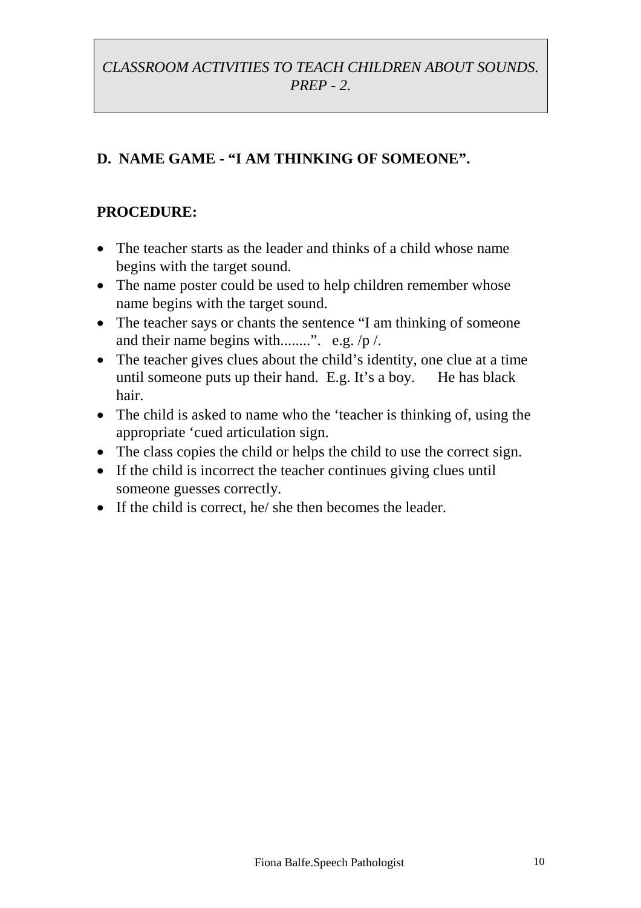*CLASSROOM ACTIVITIES TO TEACH CHILDREN ABOUT SOUNDS. PREP - 2.*

## D. NAME GAME - "I AM THINKING OF SOMEONE".

**PROCEDURE:**

- The teacher starts as the leader and thinks of a child whose name begins with the target sound.
- The name poster could be used to help children remember whose name begins with the target sound.
- The teacher says or chants the sentence "I am thinking of someone and their name begins with........". e.g. /p /.
- The teacher gives clues about the child's identity, one clue at a time until someone puts up their hand. E.g. It's a boy. He has black hair.
- The child is asked to name who the 'teacher is thinking of, using the appropriate 'cued articulation sign.
- The class copies the child or helps the child to use the correct sign.
- If the child is incorrect the teacher continues giving clues until someone guesses correctly.
- If the child is correct, he/ she then becomes the leader.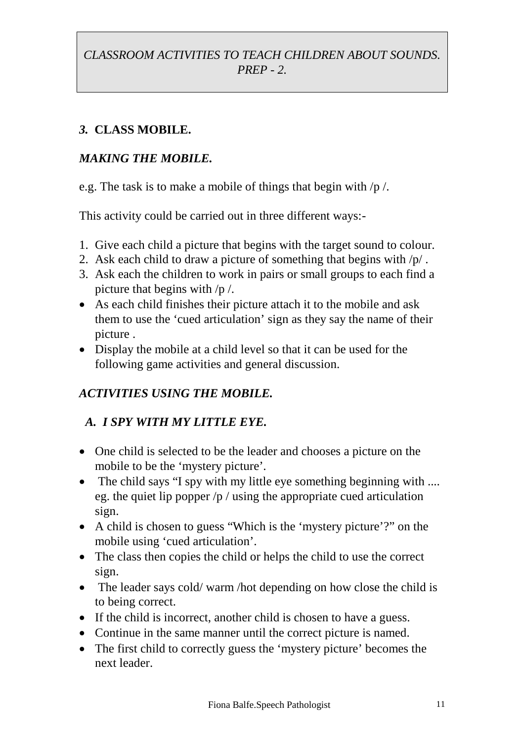*CLASSROOM ACTIVITIES TO TEACH CHILDREN ABOUT SOUNDS. PREP - 2.*

### *3.* CLASS MOBILE.

#### *MAKING THE MOBILE.*

e.g. The task is to make a mobile of things that begin with /p /.

This activity could be carried out in three different ways:-

1. Give each child a picture that begins with the target sound to colour.
2. Ask each child to draw a picture of something that begins with /p/ .
3. Ask each the children to work in pairs or small groups to each find a picture that begins with /p /.

- As each child finishes their picture attach it to the mobile and ask them to use the 'cued articulation' sign as they say the name of their picture .
- Display the mobile at a child level so that it can be used for the following game activities and general discussion.

#### *ACTIVITIES USING THE MOBILE.*

##### *A. I SPY WITH MY LITTLE EYE.*

- One child is selected to be the leader and chooses a picture on the mobile to be the 'mystery picture'.
- The child says "I spy with my little eye something beginning with .... eg. the quiet lip popper /p / using the appropriate cued articulation sign.
- A child is chosen to guess "Which is the 'mystery picture'?" on the mobile using 'cued articulation'.
- The class then copies the child or helps the child to use the correct sign.
- The leader says cold/ warm /hot depending on how close the child is to being correct.
- If the child is incorrect, another child is chosen to have a guess.
- Continue in the same manner until the correct picture is named.
- The first child to correctly guess the 'mystery picture' becomes the next leader.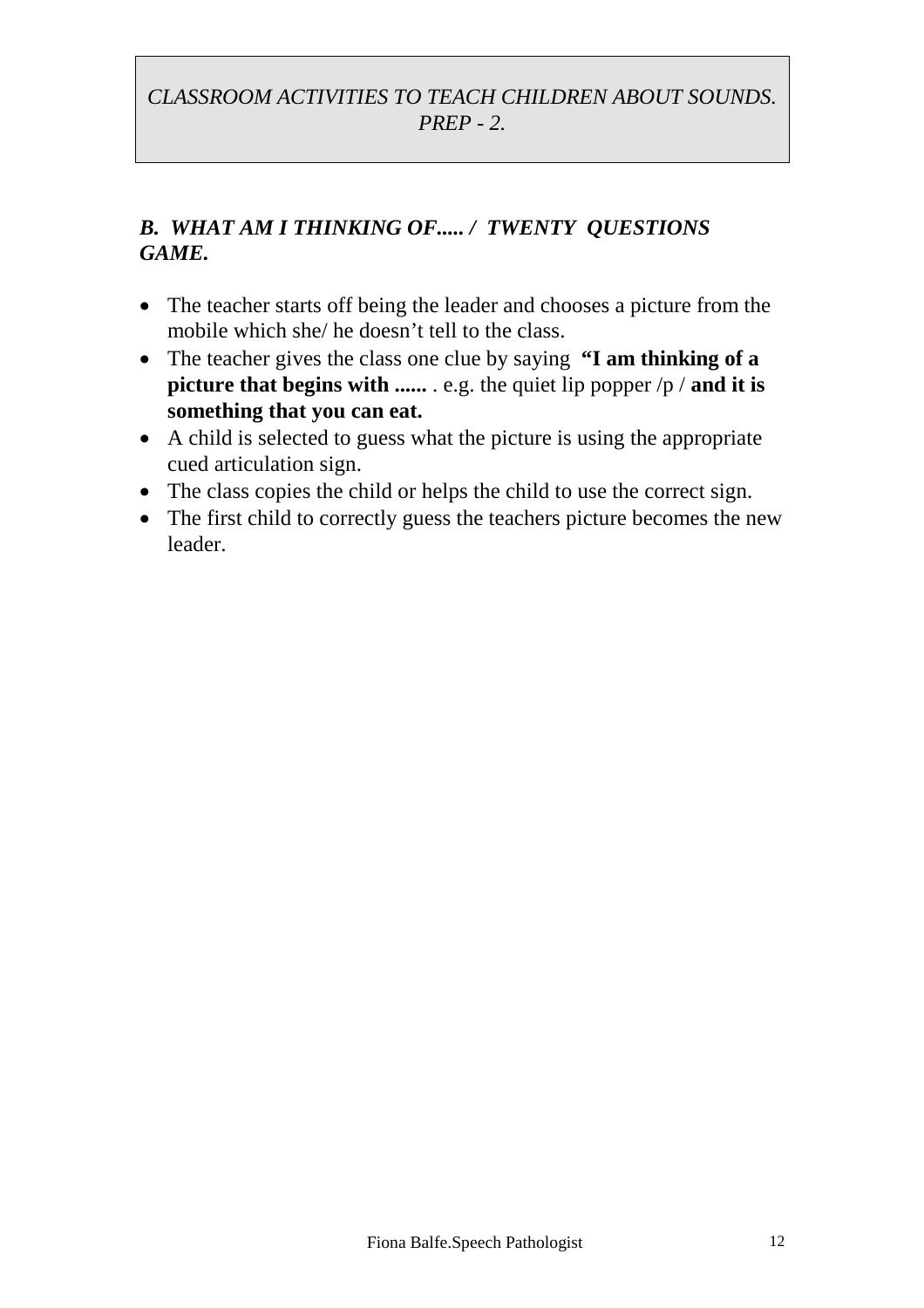*CLASSROOM ACTIVITIES TO TEACH CHILDREN ABOUT SOUNDS. PREP - 2.*

## *B. WHAT AM I THINKING OF..... / TWENTY QUESTIONS GAME.*

- The teacher starts off being the leader and chooses a picture from the mobile which she/ he doesn't tell to the class.
- The teacher gives the class one clue by saying **"I am thinking of a picture that begins with ......** . e.g. the quiet lip popper /p / **and it is something that you can eat.**
- A child is selected to guess what the picture is using the appropriate cued articulation sign.
- The class copies the child or helps the child to use the correct sign.
- The first child to correctly guess the teachers picture becomes the new leader.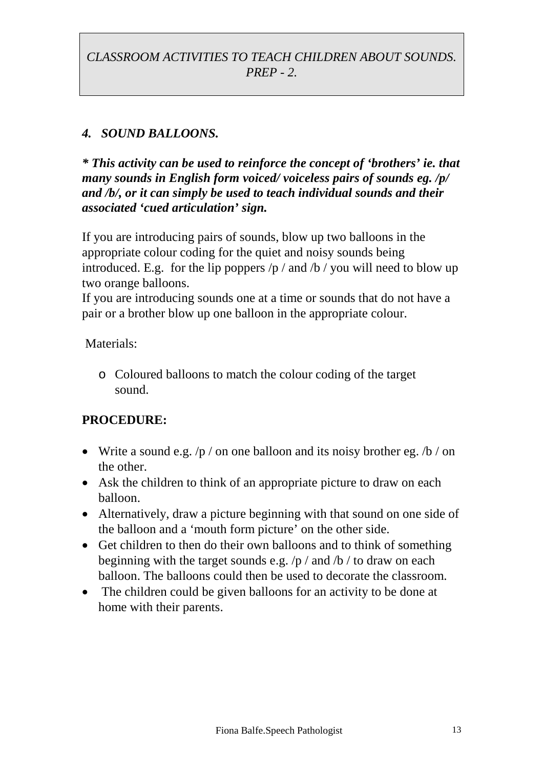*CLASSROOM ACTIVITIES TO TEACH CHILDREN ABOUT SOUNDS. PREP - 2.*

### *4. SOUND BALLOONS.*

***\* This activity can be used to reinforce the concept of 'brothers' ie. that many sounds in English form voiced/ voiceless pairs of sounds eg. /p/ and /b/, or it can simply be used to teach individual sounds and their associated 'cued articulation' sign.***

If you are introducing pairs of sounds, blow up two balloons in the appropriate colour coding for the quiet and noisy sounds being introduced. E.g. for the lip poppers /p / and /b / you will need to blow up two orange balloons.
If you are introducing sounds one at a time or sounds that do not have a pair or a brother blow up one balloon in the appropriate colour.

Materials:

- Coloured balloons to match the colour coding of the target sound.

**PROCEDURE:**

- Write a sound e.g. /p / on one balloon and its noisy brother eg. /b / on the other.
- Ask the children to think of an appropriate picture to draw on each balloon.
- Alternatively, draw a picture beginning with that sound on one side of the balloon and a 'mouth form picture' on the other side.
- Get children to then do their own balloons and to think of something beginning with the target sounds e.g. /p / and /b / to draw on each balloon. The balloons could then be used to decorate the classroom.
- The children could be given balloons for an activity to be done at home with their parents.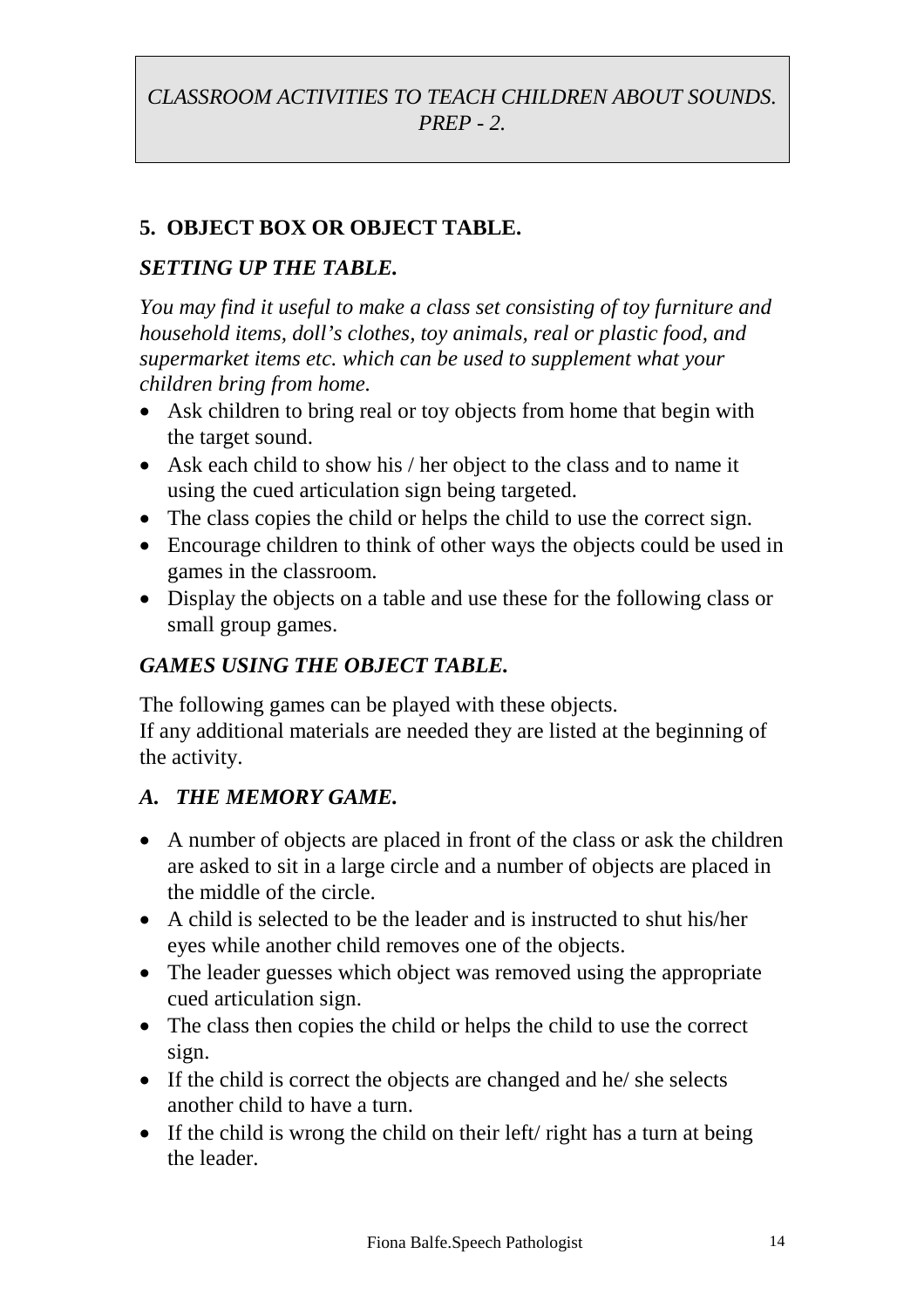*CLASSROOM ACTIVITIES TO TEACH CHILDREN ABOUT SOUNDS. PREP - 2.*

## 5. OBJECT BOX OR OBJECT TABLE.

### *SETTING UP THE TABLE.*

*You may find it useful to make a class set consisting of toy furniture and household items, doll's clothes, toy animals, real or plastic food, and supermarket items etc. which can be used to supplement what your children bring from home.*

- Ask children to bring real or toy objects from home that begin with the target sound.
- Ask each child to show his / her object to the class and to name it using the cued articulation sign being targeted.
- The class copies the child or helps the child to use the correct sign.
- Encourage children to think of other ways the objects could be used in games in the classroom.
- Display the objects on a table and use these for the following class or small group games.

### *GAMES USING THE OBJECT TABLE.*

The following games can be played with these objects.
If any additional materials are needed they are listed at the beginning of the activity.

### *A. THE MEMORY GAME.*

- A number of objects are placed in front of the class or ask the children are asked to sit in a large circle and a number of objects are placed in the middle of the circle.
- A child is selected to be the leader and is instructed to shut his/her eyes while another child removes one of the objects.
- The leader guesses which object was removed using the appropriate cued articulation sign.
- The class then copies the child or helps the child to use the correct sign.
- If the child is correct the objects are changed and he/ she selects another child to have a turn.
- If the child is wrong the child on their left/ right has a turn at being the leader.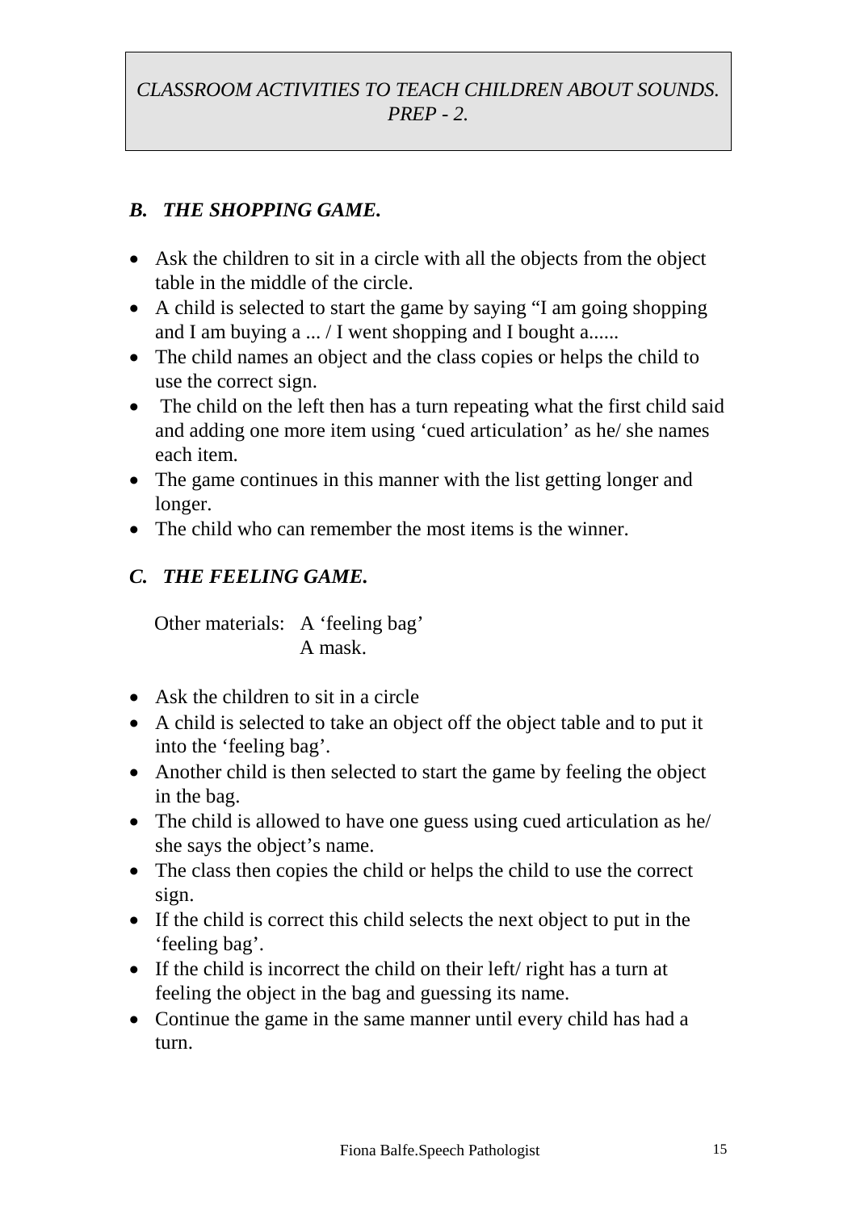*CLASSROOM ACTIVITIES TO TEACH CHILDREN ABOUT SOUNDS. PREP - 2.*

### *B. THE SHOPPING GAME.*

- Ask the children to sit in a circle with all the objects from the object table in the middle of the circle.
- A child is selected to start the game by saying "I am going shopping and I am buying a ... / I went shopping and I bought a......
- The child names an object and the class copies or helps the child to use the correct sign.
- The child on the left then has a turn repeating what the first child said and adding one more item using 'cued articulation' as he/ she names each item.
- The game continues in this manner with the list getting longer and longer.
- The child who can remember the most items is the winner.

### *C. THE FEELING GAME.*

Other materials: A 'feeling bag'
A mask.

- Ask the children to sit in a circle
- A child is selected to take an object off the object table and to put it into the 'feeling bag'.
- Another child is then selected to start the game by feeling the object in the bag.
- The child is allowed to have one guess using cued articulation as he/ she says the object's name.
- The class then copies the child or helps the child to use the correct sign.
- If the child is correct this child selects the next object to put in the 'feeling bag'.
- If the child is incorrect the child on their left/ right has a turn at feeling the object in the bag and guessing its name.
- Continue the game in the same manner until every child has had a turn.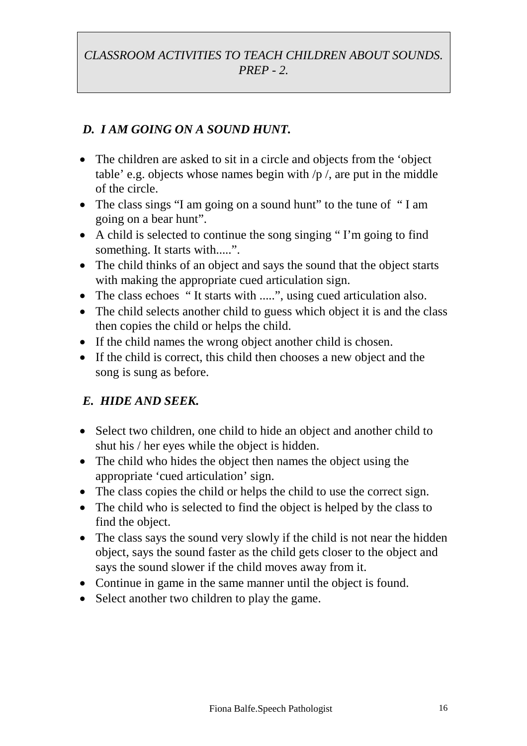*CLASSROOM ACTIVITIES TO TEACH CHILDREN ABOUT SOUNDS. PREP - 2.*

### *D. I AM GOING ON A SOUND HUNT.*

- The children are asked to sit in a circle and objects from the 'object table' e.g. objects whose names begin with /p /, are put in the middle of the circle.
- The class sings "I am going on a sound hunt" to the tune of " I am going on a bear hunt".
- A child is selected to continue the song singing " I'm going to find something. It starts with.....".
- The child thinks of an object and says the sound that the object starts with making the appropriate cued articulation sign.
- The class echoes " It starts with .....", using cued articulation also.
- The child selects another child to guess which object it is and the class then copies the child or helps the child.
- If the child names the wrong object another child is chosen.
- If the child is correct, this child then chooses a new object and the song is sung as before.

### *E. HIDE AND SEEK.*

- Select two children, one child to hide an object and another child to shut his / her eyes while the object is hidden.
- The child who hides the object then names the object using the appropriate 'cued articulation' sign.
- The class copies the child or helps the child to use the correct sign.
- The child who is selected to find the object is helped by the class to find the object.
- The class says the sound very slowly if the child is not near the hidden object, says the sound faster as the child gets closer to the object and says the sound slower if the child moves away from it.
- Continue in game in the same manner until the object is found.
- Select another two children to play the game.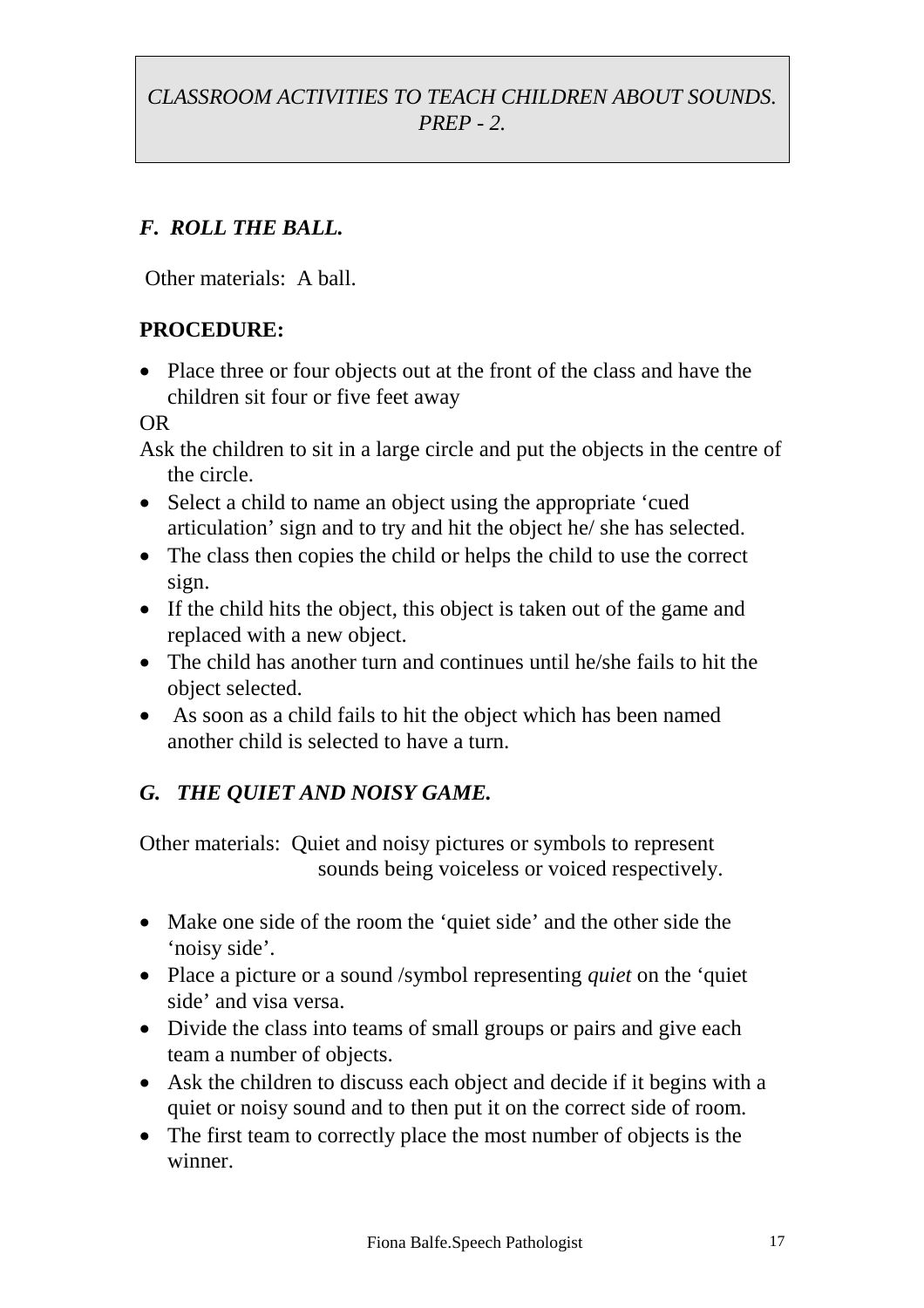*CLASSROOM ACTIVITIES TO TEACH CHILDREN ABOUT SOUNDS. PREP - 2.*

### *F. ROLL THE BALL.*

Other materials: A ball.

**PROCEDURE:**

- Place three or four objects out at the front of the class and have the children sit four or five feet away

OR

Ask the children to sit in a large circle and put the objects in the centre of the circle.

- Select a child to name an object using the appropriate 'cued articulation' sign and to try and hit the object he/ she has selected.
- The class then copies the child or helps the child to use the correct sign.
- If the child hits the object, this object is taken out of the game and replaced with a new object.
- The child has another turn and continues until he/she fails to hit the object selected.
- As soon as a child fails to hit the object which has been named another child is selected to have a turn.

### *G. THE QUIET AND NOISY GAME.*

Other materials: Quiet and noisy pictures or symbols to represent sounds being voiceless or voiced respectively.

- Make one side of the room the 'quiet side' and the other side the 'noisy side'.
- Place a picture or a sound /symbol representing *quiet* on the 'quiet side' and visa versa.
- Divide the class into teams of small groups or pairs and give each team a number of objects.
- Ask the children to discuss each object and decide if it begins with a quiet or noisy sound and to then put it on the correct side of room.
- The first team to correctly place the most number of objects is the winner.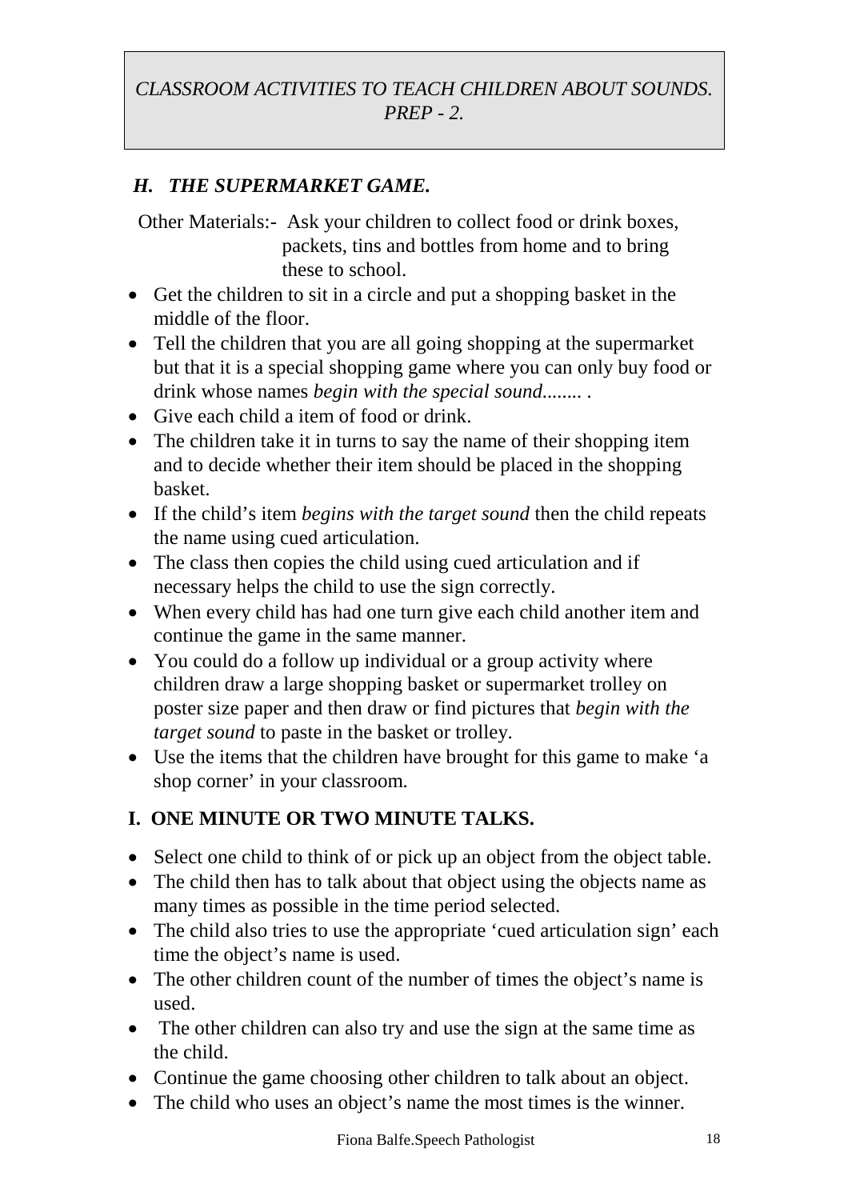*CLASSROOM ACTIVITIES TO TEACH CHILDREN ABOUT SOUNDS. PREP - 2.*

### *H. THE SUPERMARKET GAME.*

Other Materials:- Ask your children to collect food or drink boxes, packets, tins and bottles from home and to bring these to school.

- Get the children to sit in a circle and put a shopping basket in the middle of the floor.
- Tell the children that you are all going shopping at the supermarket but that it is a special shopping game where you can only buy food or drink whose names *begin with the special sound........* .
- Give each child a item of food or drink.
- The children take it in turns to say the name of their shopping item and to decide whether their item should be placed in the shopping basket.
- If the child's item *begins with the target sound* then the child repeats the name using cued articulation.
- The class then copies the child using cued articulation and if necessary helps the child to use the sign correctly.
- When every child has had one turn give each child another item and continue the game in the same manner.
- You could do a follow up individual or a group activity where children draw a large shopping basket or supermarket trolley on poster size paper and then draw or find pictures that *begin with the target sound* to paste in the basket or trolley.
- Use the items that the children have brought for this game to make 'a shop corner' in your classroom.

### I. ONE MINUTE OR TWO MINUTE TALKS.

- Select one child to think of or pick up an object from the object table.
- The child then has to talk about that object using the objects name as many times as possible in the time period selected.
- The child also tries to use the appropriate 'cued articulation sign' each time the object's name is used.
- The other children count of the number of times the object's name is used.
- The other children can also try and use the sign at the same time as the child.
- Continue the game choosing other children to talk about an object.
- The child who uses an object's name the most times is the winner.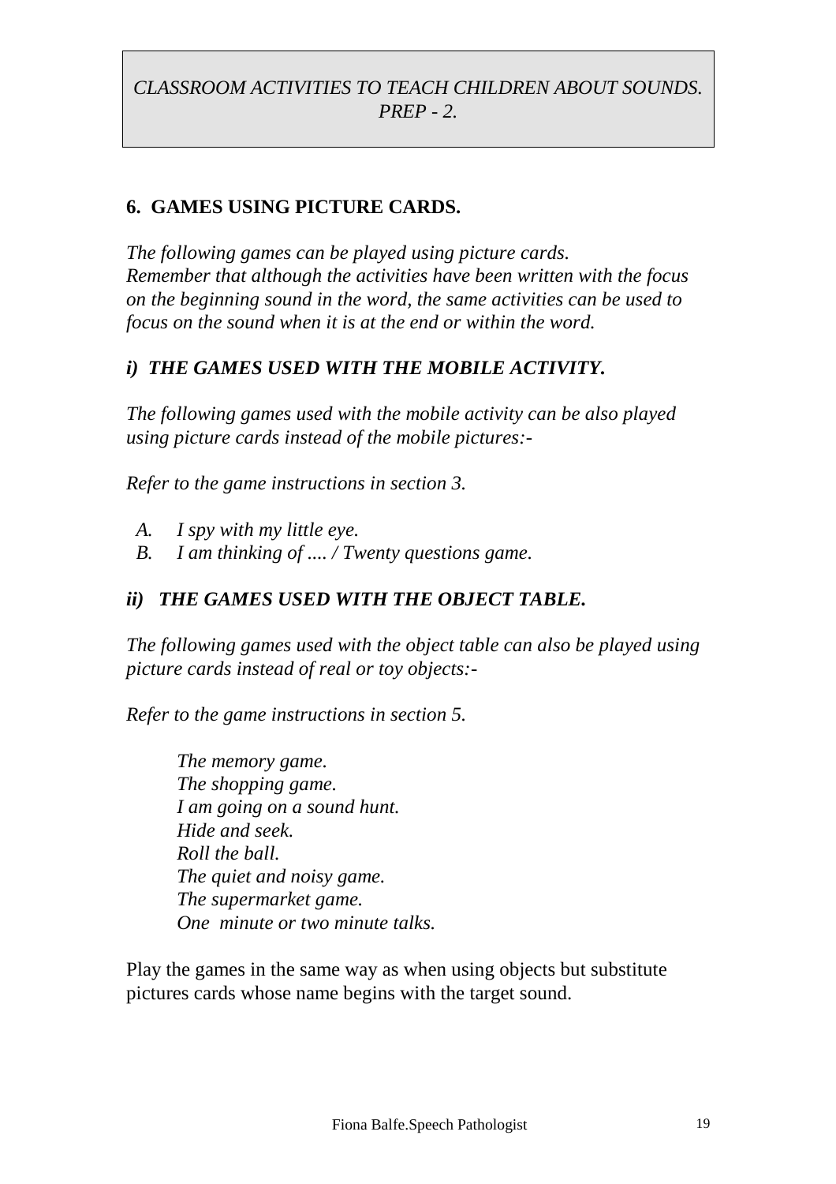*CLASSROOM ACTIVITIES TO TEACH CHILDREN ABOUT SOUNDS. PREP - 2.*

## 6. GAMES USING PICTURE CARDS.

*The following games can be played using picture cards.*
*Remember that although the activities have been written with the focus on the beginning sound in the word, the same activities can be used to focus on the sound when it is at the end or within the word.*

### ***i) THE GAMES USED WITH THE MOBILE ACTIVITY.***

*The following games used with the mobile activity can be also played using picture cards instead of the mobile pictures:-*

*Refer to the game instructions in section 3.*

A. *I spy with my little eye.*
B. *I am thinking of .... / Twenty questions game.*

### ***ii) THE GAMES USED WITH THE OBJECT TABLE.***

*The following games used with the object table can also be played using picture cards instead of real or toy objects:-*

*Refer to the game instructions in section 5.*

*The memory game.*
*The shopping game.*
*I am going on a sound hunt.*
*Hide and seek.*
*Roll the ball.*
*The quiet and noisy game.*
*The supermarket game.*
*One minute or two minute talks.*

Play the games in the same way as when using objects but substitute pictures cards whose name begins with the target sound.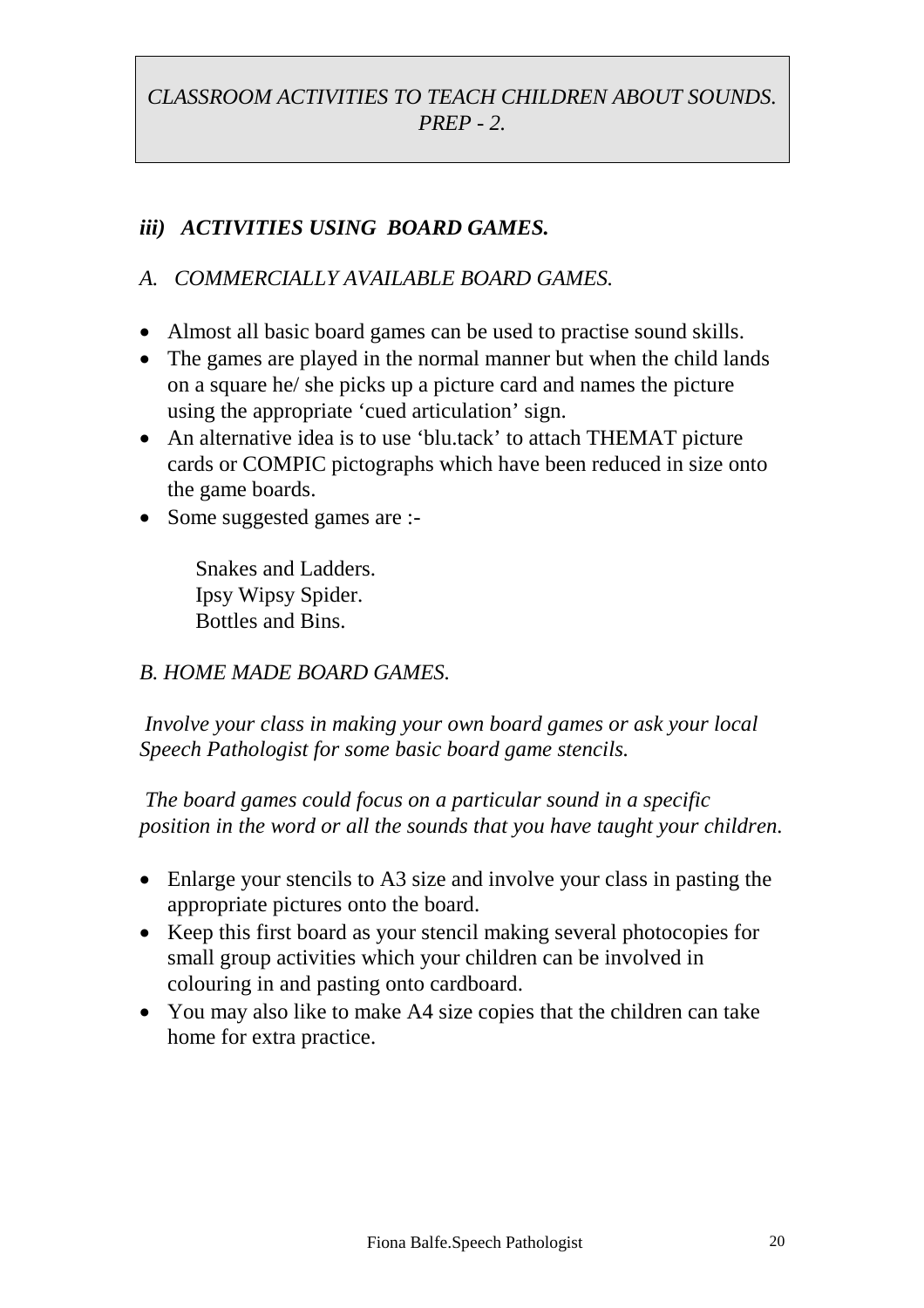*CLASSROOM ACTIVITIES TO TEACH CHILDREN ABOUT SOUNDS. PREP - 2.*

### *iii) ACTIVITIES USING BOARD GAMES.*

*A. COMMERCIALLY AVAILABLE BOARD GAMES.*

- Almost all basic board games can be used to practise sound skills.
- The games are played in the normal manner but when the child lands on a square he/ she picks up a picture card and names the picture using the appropriate 'cued articulation' sign.
- An alternative idea is to use 'blu.tack' to attach THEMAT picture cards or COMPIC pictographs which have been reduced in size onto the game boards.
- Some suggested games are :-

  Snakes and Ladders.
  Ipsy Wipsy Spider.
  Bottles and Bins.

*B. HOME MADE BOARD GAMES.*

*Involve your class in making your own board games or ask your local Speech Pathologist for some basic board game stencils.*

*The board games could focus on a particular sound in a specific position in the word or all the sounds that you have taught your children.*

- Enlarge your stencils to A3 size and involve your class in pasting the appropriate pictures onto the board.
- Keep this first board as your stencil making several photocopies for small group activities which your children can be involved in colouring in and pasting onto cardboard.
- You may also like to make A4 size copies that the children can take home for extra practice.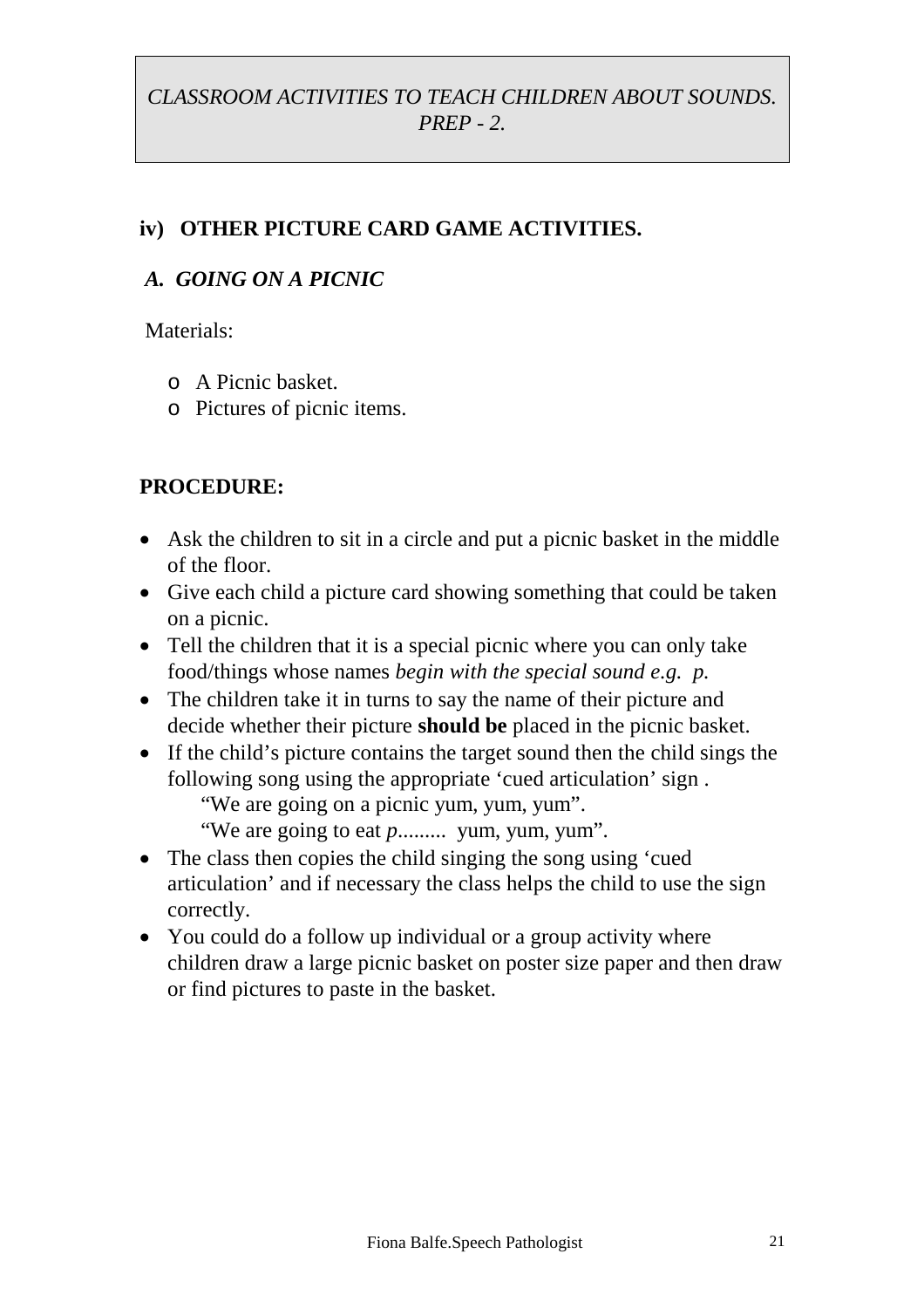*CLASSROOM ACTIVITIES TO TEACH CHILDREN ABOUT SOUNDS. PREP - 2.*

## iv) OTHER PICTURE CARD GAME ACTIVITIES.

### *A. GOING ON A PICNIC*

Materials:

- A Picnic basket.
- Pictures of picnic items.

**PROCEDURE:**

- Ask the children to sit in a circle and put a picnic basket in the middle of the floor.
- Give each child a picture card showing something that could be taken on a picnic.
- Tell the children that it is a special picnic where you can only take food/things whose names *begin with the special sound e.g. p.*
- The children take it in turns to say the name of their picture and decide whether their picture **should be** placed in the picnic basket.
- If the child's picture contains the target sound then the child sings the following song using the appropriate 'cued articulation' sign .
  "We are going on a picnic yum, yum, yum".
  "We are going to eat *p*......... yum, yum, yum".
- The class then copies the child singing the song using 'cued articulation' and if necessary the class helps the child to use the sign correctly.
- You could do a follow up individual or a group activity where children draw a large picnic basket on poster size paper and then draw or find pictures to paste in the basket.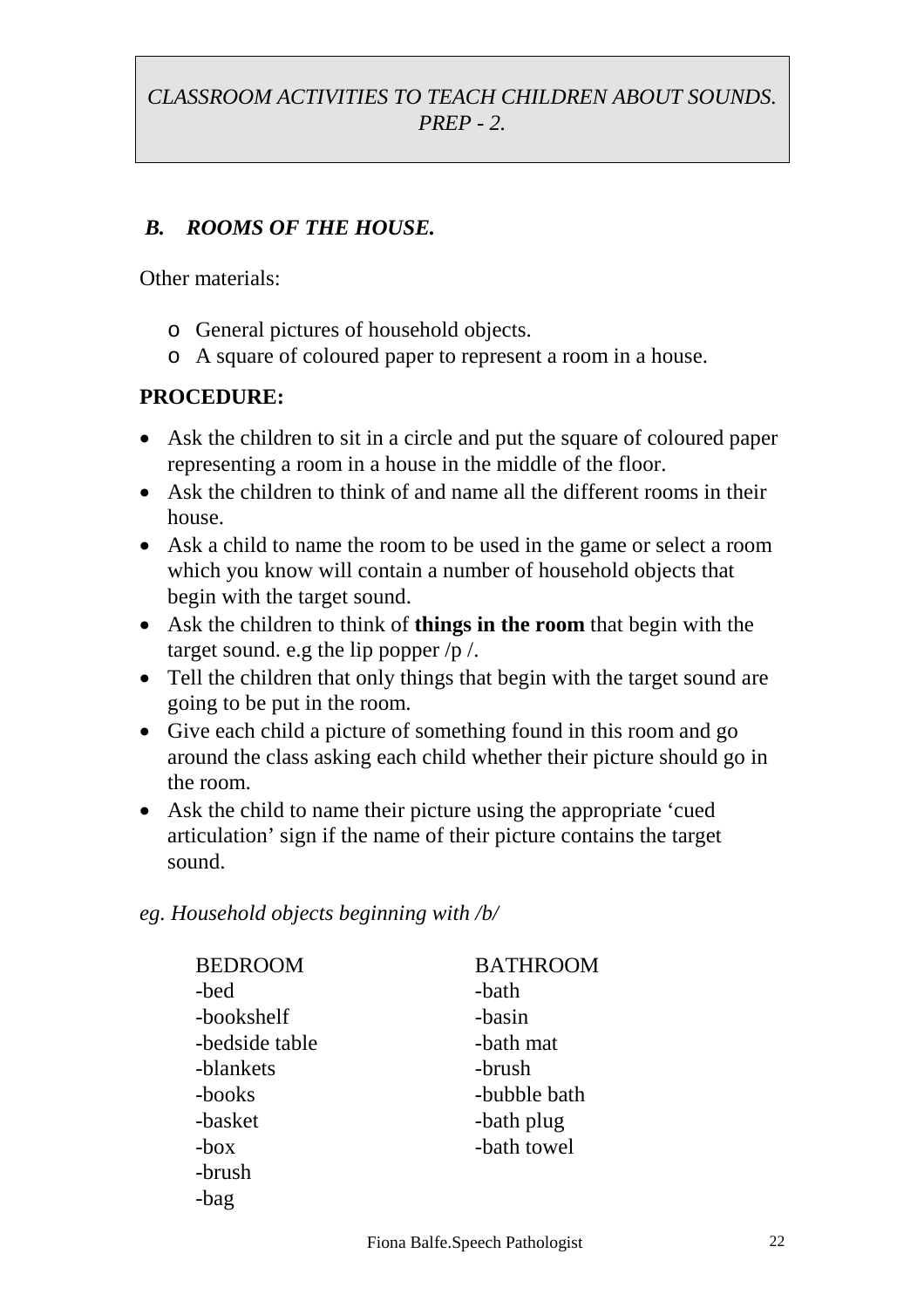*CLASSROOM ACTIVITIES TO TEACH CHILDREN ABOUT SOUNDS. PREP - 2.*

### *B. ROOMS OF THE HOUSE.*

Other materials:

- General pictures of household objects.
- A square of coloured paper to represent a room in a house.

**PROCEDURE:**

- Ask the children to sit in a circle and put the square of coloured paper representing a room in a house in the middle of the floor.
- Ask the children to think of and name all the different rooms in their house.
- Ask a child to name the room to be used in the game or select a room which you know will contain a number of household objects that begin with the target sound.
- Ask the children to think of **things in the room** that begin with the target sound. e.g the lip popper /p /.
- Tell the children that only things that begin with the target sound are going to be put in the room.
- Give each child a picture of something found in this room and go around the class asking each child whether their picture should go in the room.
- Ask the child to name their picture using the appropriate 'cued articulation' sign if the name of their picture contains the target sound.

*eg. Household objects beginning with /b/*

| BEDROOM | BATHROOM |
|---|---|
| -bed | -bath |
| -bookshelf | -basin |
| -bedside table | -bath mat |
| -blankets | -brush |
| -books | -bubble bath |
| -basket | -bath plug |
| -box | -bath towel |
| -brush | |
| -bag | |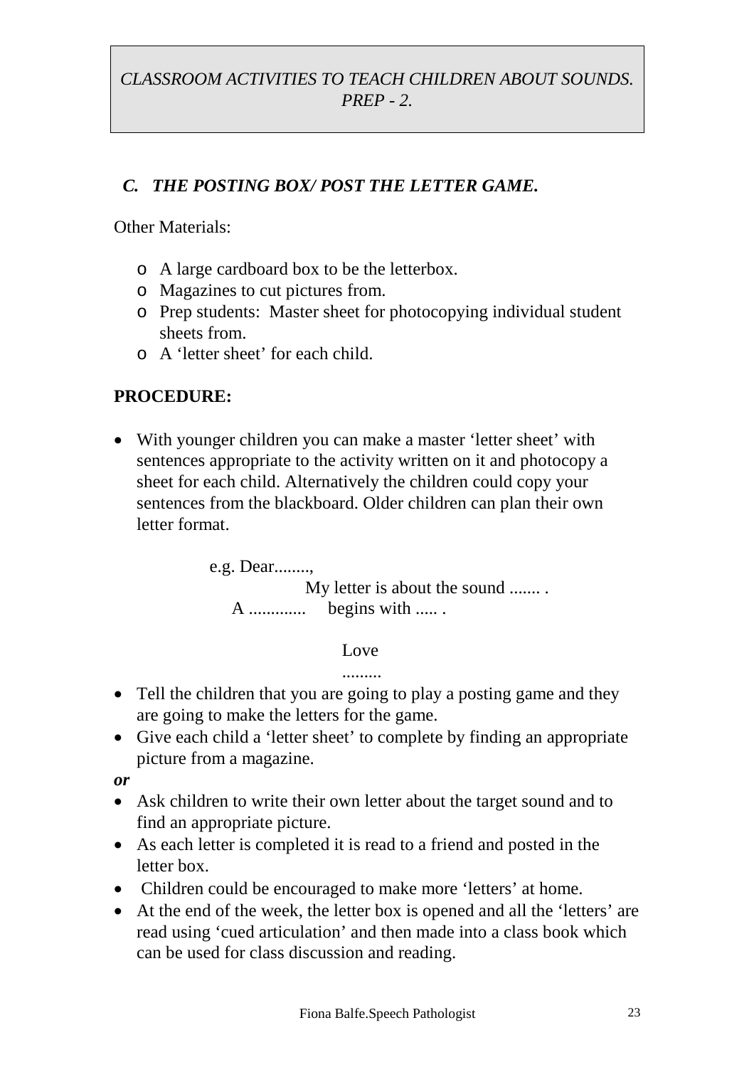*CLASSROOM ACTIVITIES TO TEACH CHILDREN ABOUT SOUNDS. PREP - 2.*

### *C. THE POSTING BOX/ POST THE LETTER GAME.*

Other Materials:

- A large cardboard box to be the letterbox.
- Magazines to cut pictures from.
- Prep students: Master sheet for photocopying individual student sheets from.
- A 'letter sheet' for each child.

**PROCEDURE:**

- With younger children you can make a master 'letter sheet' with sentences appropriate to the activity written on it and photocopy a sheet for each child. Alternatively the children could copy your sentences from the blackboard. Older children can plan their own letter format.

    e.g. Dear........,
    My letter is about the sound ....... .
    A ............. begins with ..... .

    Love
    .........

- Tell the children that you are going to play a posting game and they are going to make the letters for the game.
- Give each child a 'letter sheet' to complete by finding an appropriate picture from a magazine.

***or***

- Ask children to write their own letter about the target sound and to find an appropriate picture.
- As each letter is completed it is read to a friend and posted in the letter box.
- Children could be encouraged to make more 'letters' at home.
- At the end of the week, the letter box is opened and all the 'letters' are read using 'cued articulation' and then made into a class book which can be used for class discussion and reading.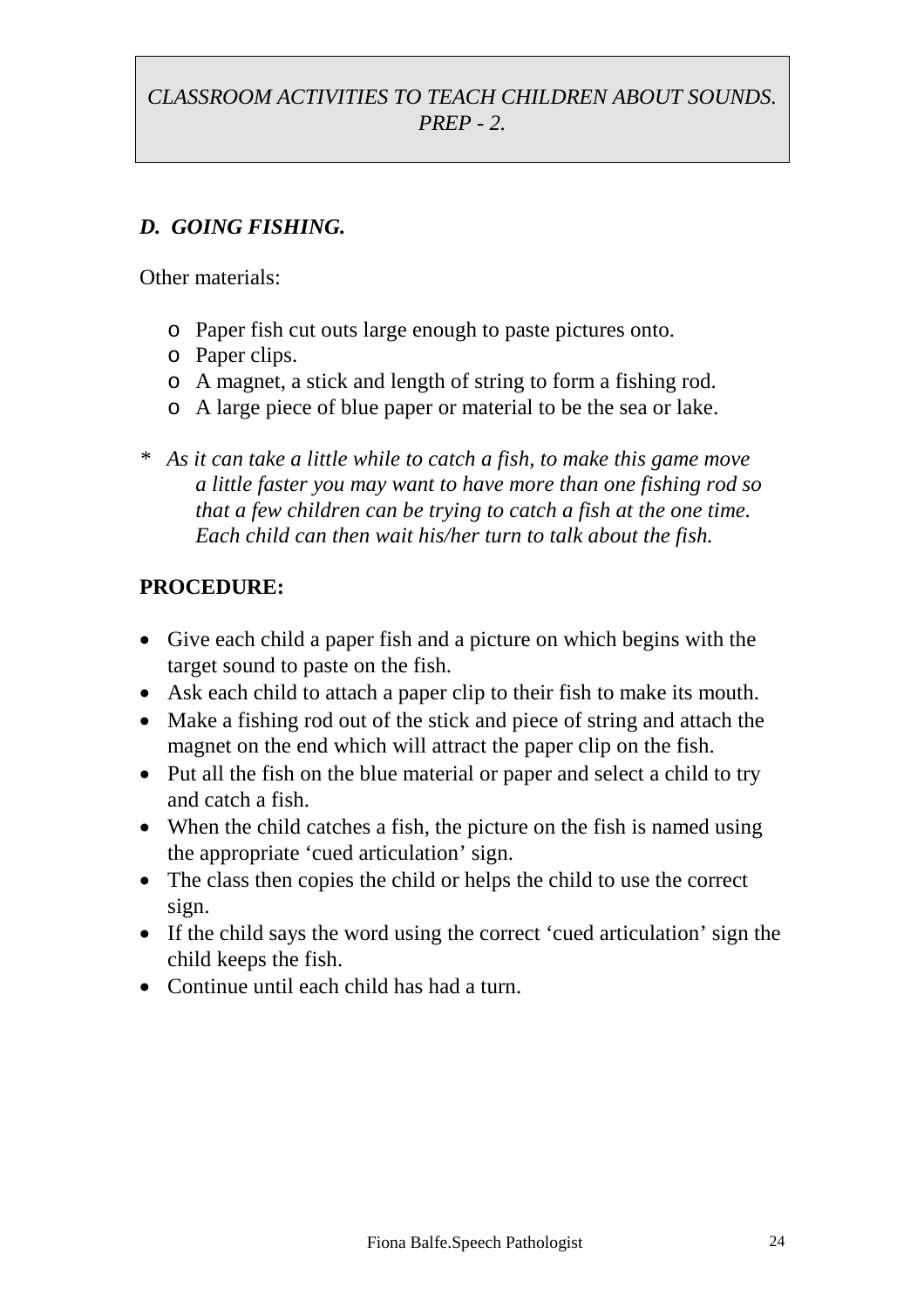*CLASSROOM ACTIVITIES TO TEACH CHILDREN ABOUT SOUNDS. PREP - 2.*

### *D. GOING FISHING.*

Other materials:

- Paper fish cut outs large enough to paste pictures onto.
- Paper clips.
- A magnet, a stick and length of string to form a fishing rod.
- A large piece of blue paper or material to be the sea or lake.

\* *As it can take a little while to catch a fish, to make this game move a little faster you may want to have more than one fishing rod so that a few children can be trying to catch a fish at the one time. Each child can then wait his/her turn to talk about the fish.*

**PROCEDURE:**

- Give each child a paper fish and a picture on which begins with the target sound to paste on the fish.
- Ask each child to attach a paper clip to their fish to make its mouth.
- Make a fishing rod out of the stick and piece of string and attach the magnet on the end which will attract the paper clip on the fish.
- Put all the fish on the blue material or paper and select a child to try and catch a fish.
- When the child catches a fish, the picture on the fish is named using the appropriate 'cued articulation' sign.
- The class then copies the child or helps the child to use the correct sign.
- If the child says the word using the correct 'cued articulation' sign the child keeps the fish.
- Continue until each child has had a turn.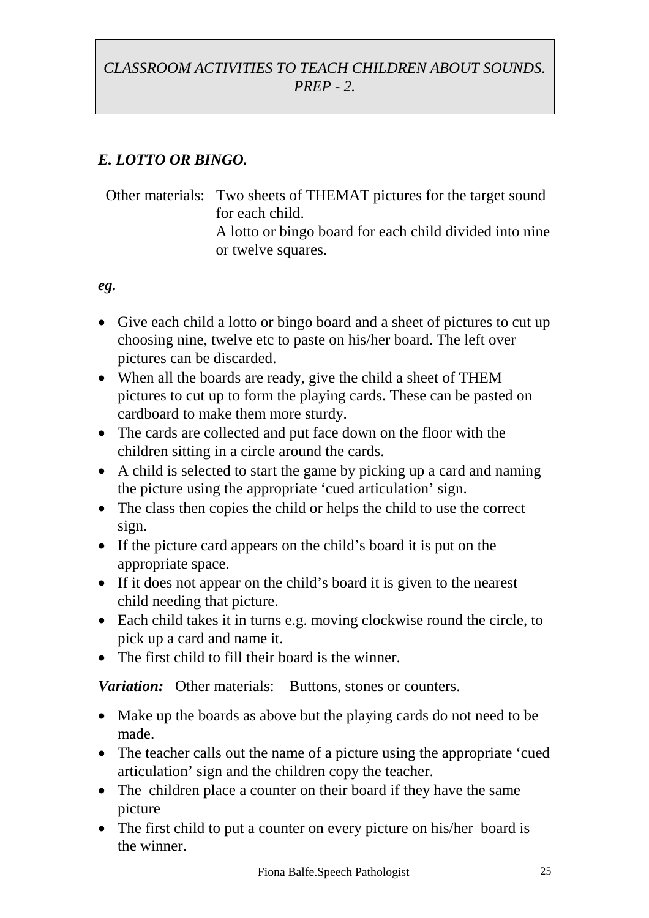*CLASSROOM ACTIVITIES TO TEACH CHILDREN ABOUT SOUNDS. PREP - 2.*

### *E. LOTTO OR BINGO.*

Other materials: Two sheets of THEMAT pictures for the target sound for each child.
A lotto or bingo board for each child divided into nine or twelve squares.

***eg.***

- Give each child a lotto or bingo board and a sheet of pictures to cut up choosing nine, twelve etc to paste on his/her board. The left over pictures can be discarded.
- When all the boards are ready, give the child a sheet of THEM pictures to cut up to form the playing cards. These can be pasted on cardboard to make them more sturdy.
- The cards are collected and put face down on the floor with the children sitting in a circle around the cards.
- A child is selected to start the game by picking up a card and naming the picture using the appropriate 'cued articulation' sign.
- The class then copies the child or helps the child to use the correct sign.
- If the picture card appears on the child's board it is put on the appropriate space.
- If it does not appear on the child's board it is given to the nearest child needing that picture.
- Each child takes it in turns e.g. moving clockwise round the circle, to pick up a card and name it.
- The first child to fill their board is the winner.

***Variation:*** Other materials: Buttons, stones or counters.

- Make up the boards as above but the playing cards do not need to be made.
- The teacher calls out the name of a picture using the appropriate 'cued articulation' sign and the children copy the teacher.
- The children place a counter on their board if they have the same picture
- The first child to put a counter on every picture on his/her board is the winner.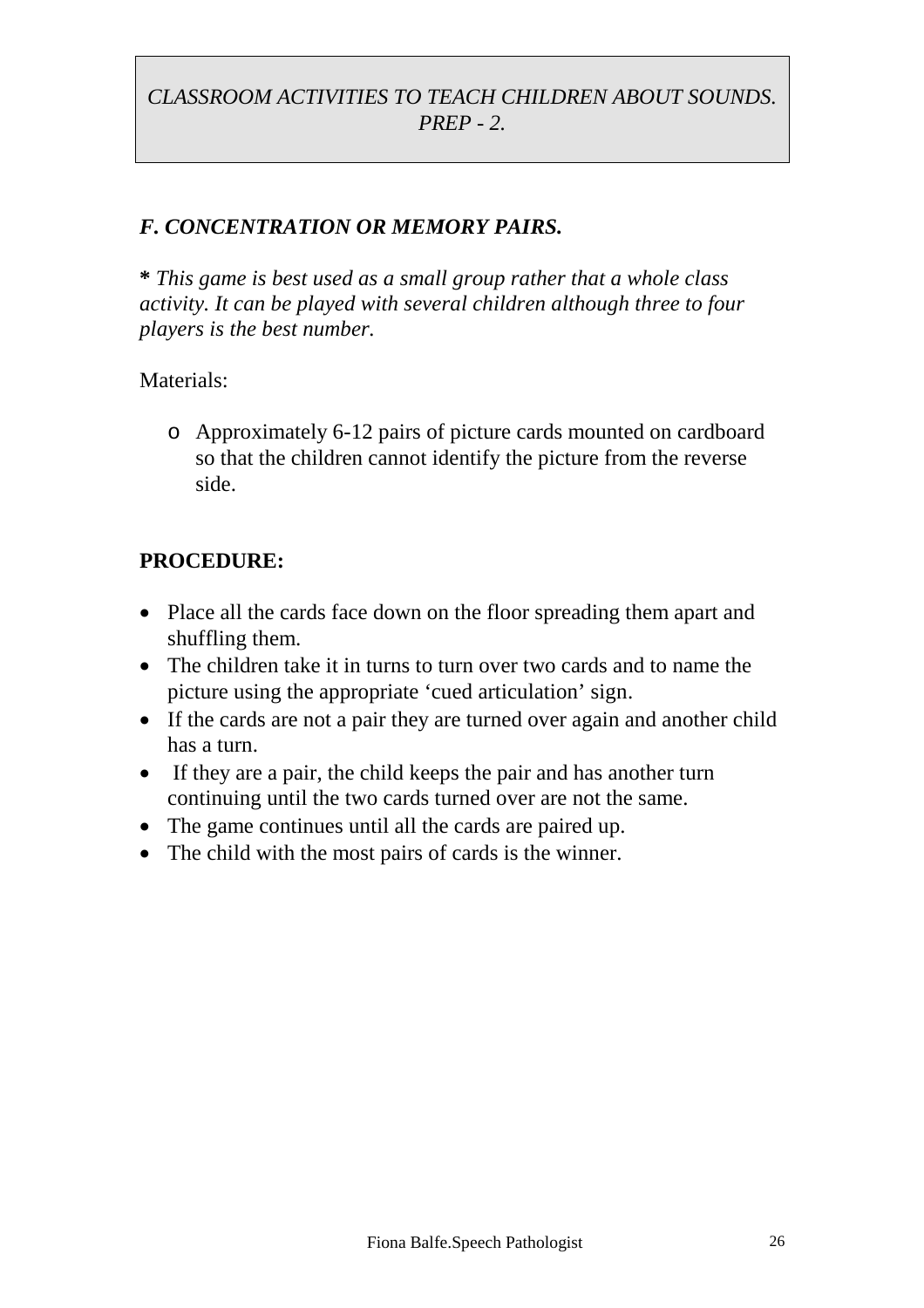*CLASSROOM ACTIVITIES TO TEACH CHILDREN ABOUT SOUNDS. PREP - 2.*

### *F. CONCENTRATION OR MEMORY PAIRS.*

**\*** *This game is best used as a small group rather that a whole class activity. It can be played with several children although three to four players is the best number.*

Materials:

- Approximately 6-12 pairs of picture cards mounted on cardboard so that the children cannot identify the picture from the reverse side.

**PROCEDURE:**

- Place all the cards face down on the floor spreading them apart and shuffling them.
- The children take it in turns to turn over two cards and to name the picture using the appropriate 'cued articulation' sign.
- If the cards are not a pair they are turned over again and another child has a turn.
- If they are a pair, the child keeps the pair and has another turn continuing until the two cards turned over are not the same.
- The game continues until all the cards are paired up.
- The child with the most pairs of cards is the winner.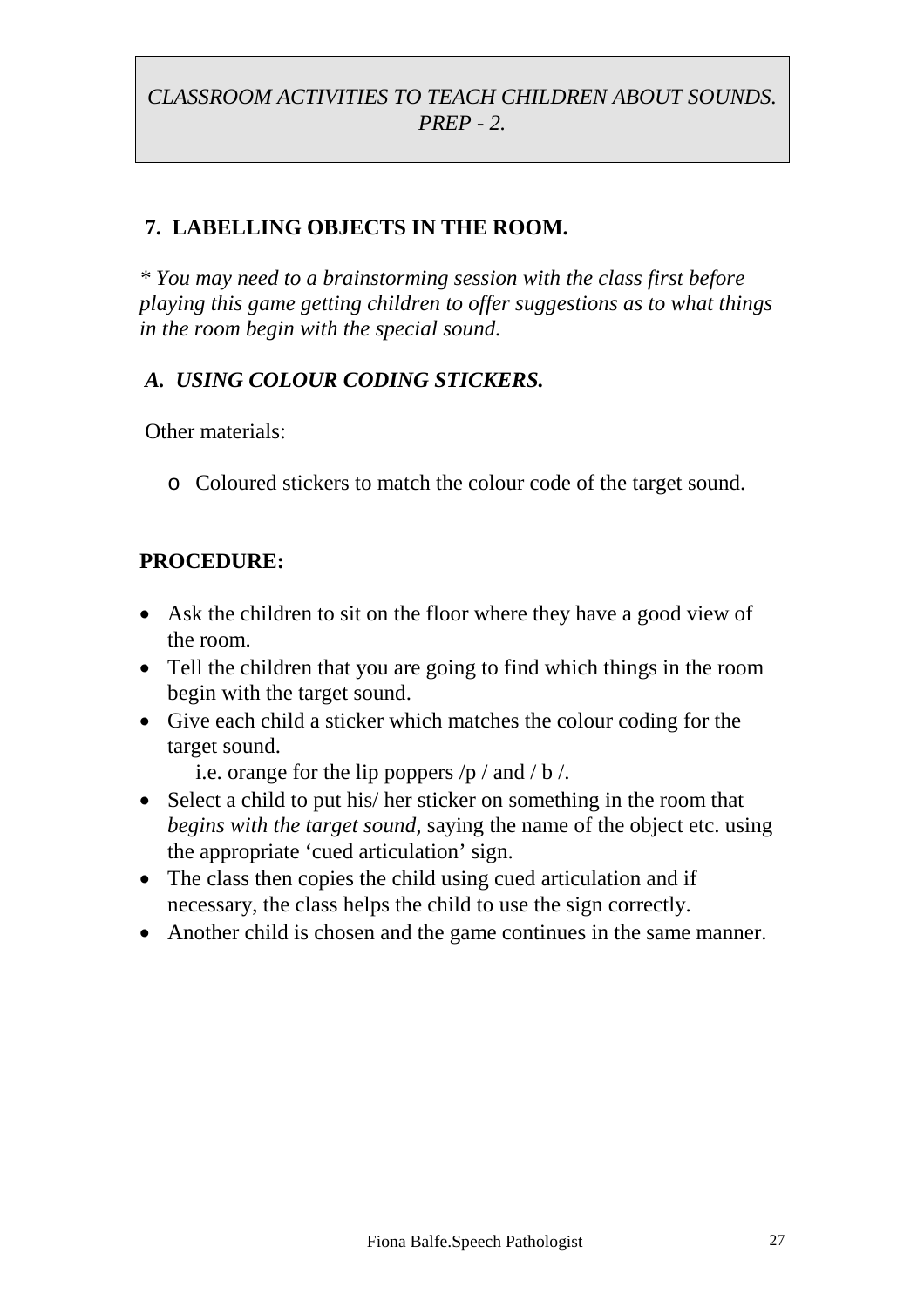*CLASSROOM ACTIVITIES TO TEACH CHILDREN ABOUT SOUNDS. PREP - 2.*

## 7. LABELLING OBJECTS IN THE ROOM.

*\* You may need to a brainstorming session with the class first before playing this game getting children to offer suggestions as to what things in the room begin with the special sound.*

### *A. USING COLOUR CODING STICKERS.*

Other materials:

- Coloured stickers to match the colour code of the target sound.

**PROCEDURE:**

- Ask the children to sit on the floor where they have a good view of the room.
- Tell the children that you are going to find which things in the room begin with the target sound.
- Give each child a sticker which matches the colour coding for the target sound.
  i.e. orange for the lip poppers /p / and / b /.
- Select a child to put his/ her sticker on something in the room that *begins with the target sound*, saying the name of the object etc. using the appropriate 'cued articulation' sign.
- The class then copies the child using cued articulation and if necessary, the class helps the child to use the sign correctly.
- Another child is chosen and the game continues in the same manner.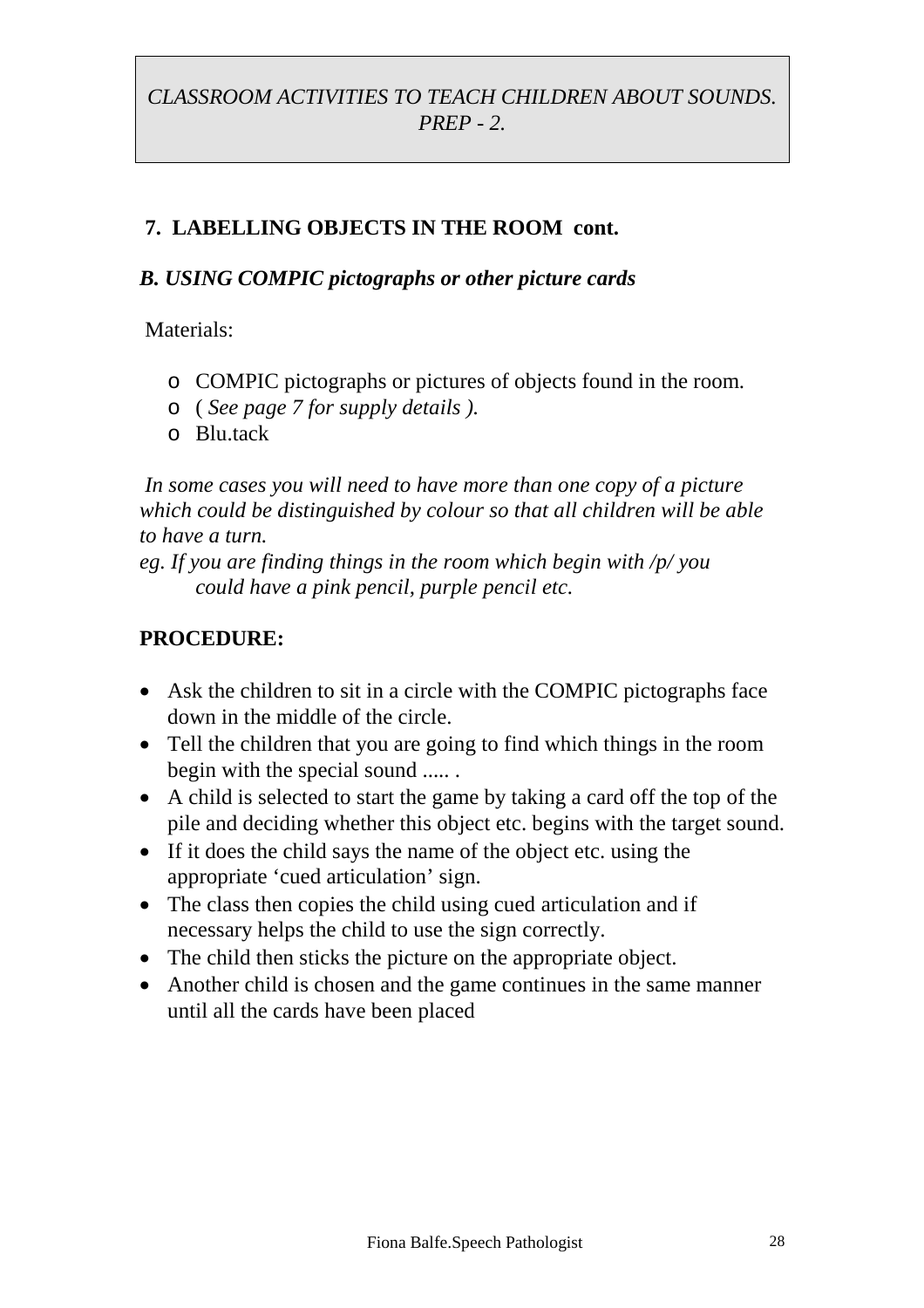*CLASSROOM ACTIVITIES TO TEACH CHILDREN ABOUT SOUNDS. PREP - 2.*

## 7. LABELLING OBJECTS IN THE ROOM cont.

### *B. USING COMPIC pictographs or other picture cards*

Materials:

- COMPIC pictographs or pictures of objects found in the room.
- ( *See page 7 for supply details ).*
- Blu.tack

*In some cases you will need to have more than one copy of a picture which could be distinguished by colour so that all children will be able to have a turn.*
*eg. If you are finding things in the room which begin with /p/ you could have a pink pencil, purple pencil etc.*

**PROCEDURE:**

- Ask the children to sit in a circle with the COMPIC pictographs face down in the middle of the circle.
- Tell the children that you are going to find which things in the room begin with the special sound ..... .
- A child is selected to start the game by taking a card off the top of the pile and deciding whether this object etc. begins with the target sound.
- If it does the child says the name of the object etc. using the appropriate 'cued articulation' sign.
- The class then copies the child using cued articulation and if necessary helps the child to use the sign correctly.
- The child then sticks the picture on the appropriate object.
- Another child is chosen and the game continues in the same manner until all the cards have been placed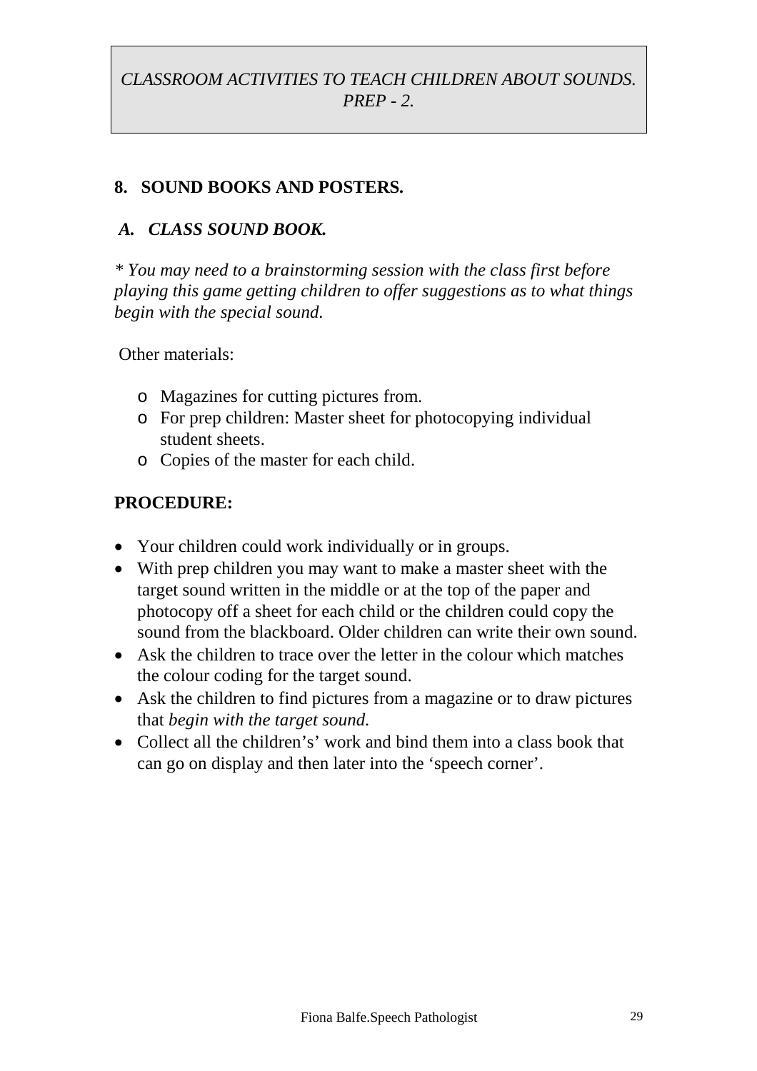*CLASSROOM ACTIVITIES TO TEACH CHILDREN ABOUT SOUNDS. PREP - 2.*

## 8. SOUND BOOKS AND POSTERS.

### *A. CLASS SOUND BOOK.*

*\* You may need to a brainstorming session with the class first before playing this game getting children to offer suggestions as to what things begin with the special sound.*

Other materials:

- Magazines for cutting pictures from.
- For prep children: Master sheet for photocopying individual student sheets.
- Copies of the master for each child.

**PROCEDURE:**

- Your children could work individually or in groups.
- With prep children you may want to make a master sheet with the target sound written in the middle or at the top of the paper and photocopy off a sheet for each child or the children could copy the sound from the blackboard. Older children can write their own sound.
- Ask the children to trace over the letter in the colour which matches the colour coding for the target sound.
- Ask the children to find pictures from a magazine or to draw pictures that *begin with the target sound.*
- Collect all the children's' work and bind them into a class book that can go on display and then later into the 'speech corner'.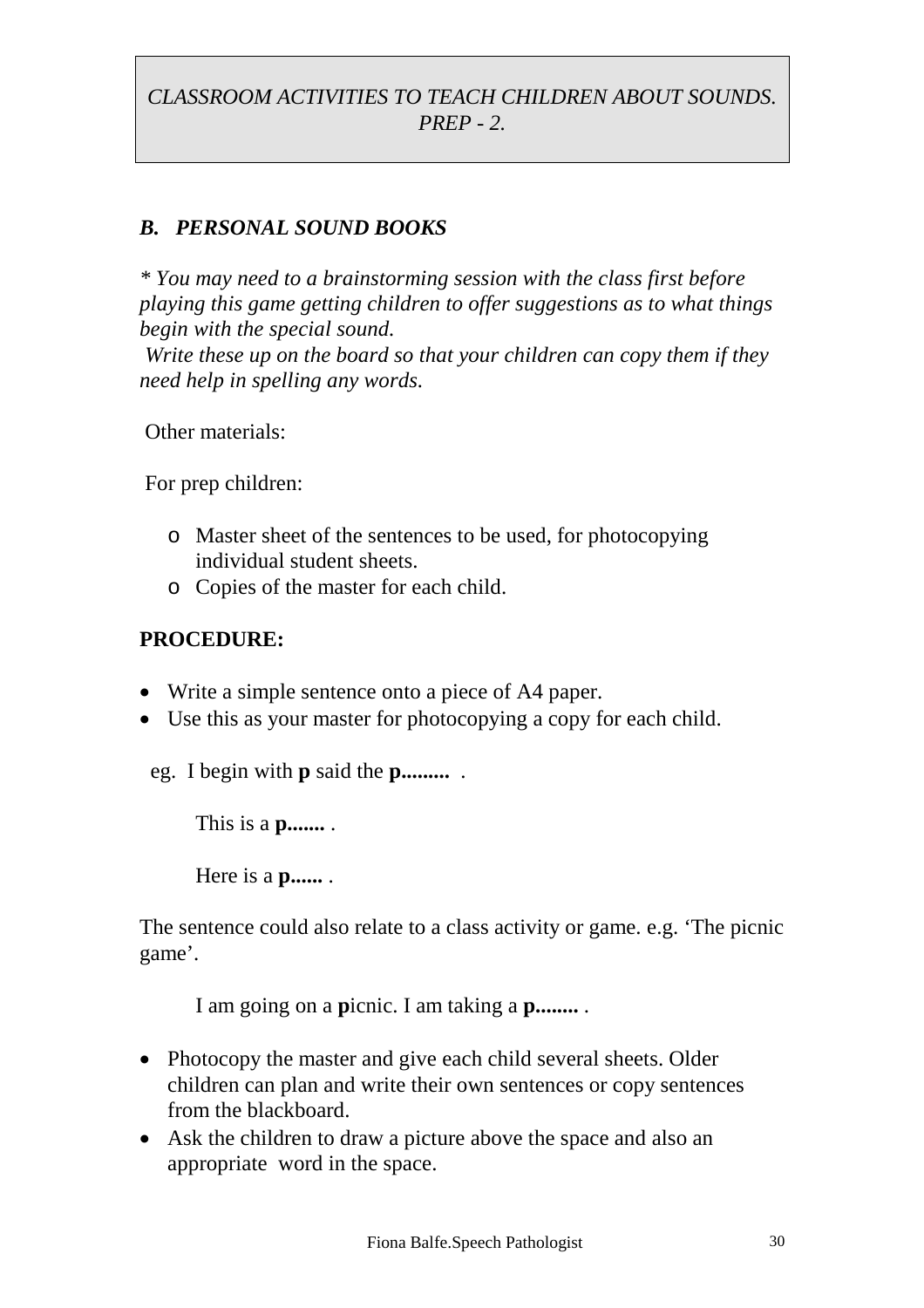*CLASSROOM ACTIVITIES TO TEACH CHILDREN ABOUT SOUNDS. PREP - 2.*

### *B. PERSONAL SOUND BOOKS*

*\* You may need to a brainstorming session with the class first before playing this game getting children to offer suggestions as to what things begin with the special sound.*
*Write these up on the board so that your children can copy them if they need help in spelling any words.*

Other materials:

For prep children:

- Master sheet of the sentences to be used, for photocopying individual student sheets.
- Copies of the master for each child.

**PROCEDURE:**

- Write a simple sentence onto a piece of A4 paper.
- Use this as your master for photocopying a copy for each child.

eg. I begin with **p** said the **p.........** .

This is a **p.......** .

Here is a **p......** .

The sentence could also relate to a class activity or game. e.g. 'The picnic game'.

I am going on a **p**icnic. I am taking a **p........** .

- Photocopy the master and give each child several sheets. Older children can plan and write their own sentences or copy sentences from the blackboard.
- Ask the children to draw a picture above the space and also an appropriate word in the space.

Fiona Balfe.Speech Pathologist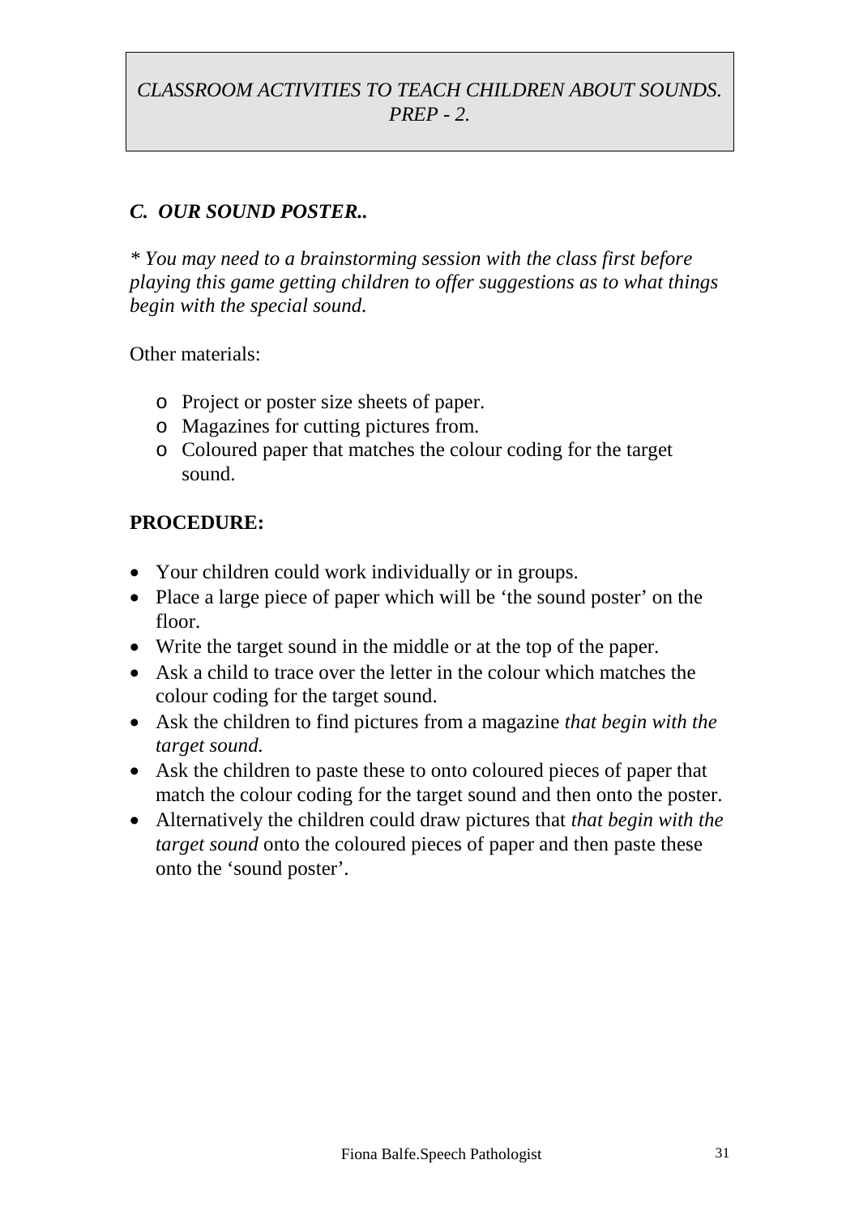*CLASSROOM ACTIVITIES TO TEACH CHILDREN ABOUT SOUNDS. PREP - 2.*

### *C. OUR SOUND POSTER..*

*\* You may need to a brainstorming session with the class first before playing this game getting children to offer suggestions as to what things begin with the special sound.*

Other materials:

- Project or poster size sheets of paper.
- Magazines for cutting pictures from.
- Coloured paper that matches the colour coding for the target sound.

**PROCEDURE:**

- Your children could work individually or in groups.
- Place a large piece of paper which will be 'the sound poster' on the floor.
- Write the target sound in the middle or at the top of the paper.
- Ask a child to trace over the letter in the colour which matches the colour coding for the target sound.
- Ask the children to find pictures from a magazine *that begin with the target sound.*
- Ask the children to paste these to onto coloured pieces of paper that match the colour coding for the target sound and then onto the poster.
- Alternatively the children could draw pictures that *that begin with the target sound* onto the coloured pieces of paper and then paste these onto the 'sound poster'.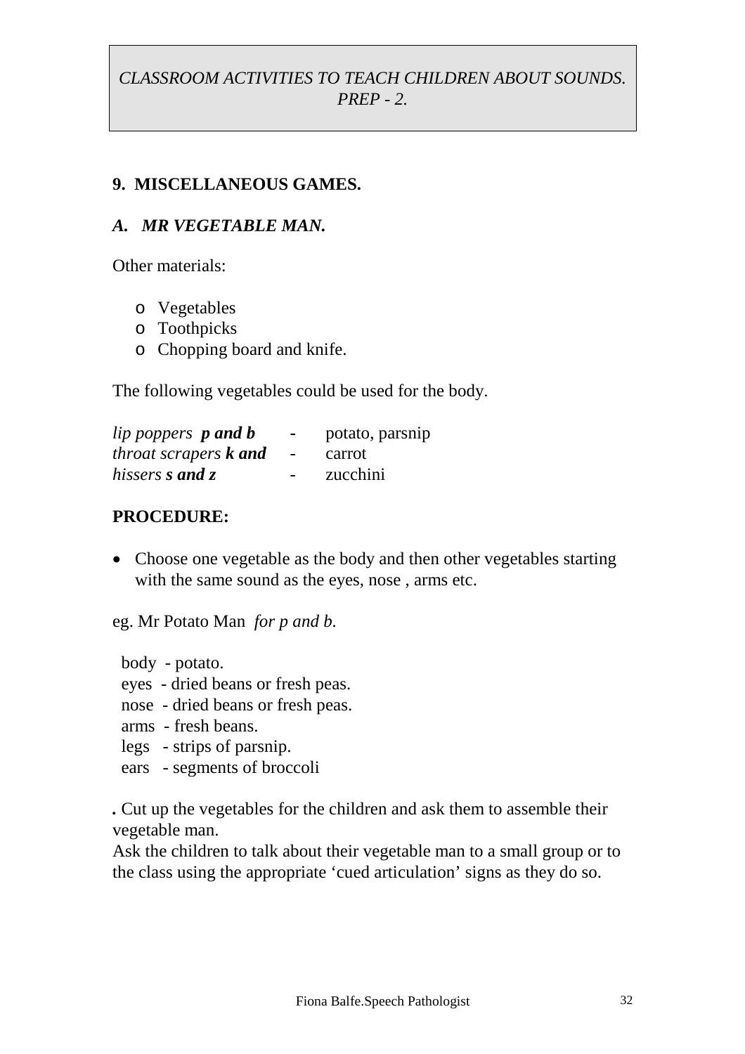*CLASSROOM ACTIVITIES TO TEACH CHILDREN ABOUT SOUNDS. PREP - 2.*

## 9. MISCELLANEOUS GAMES.

### *A. MR VEGETABLE MAN.*

Other materials:

- Vegetables
- Toothpicks
- Chopping board and knife.

The following vegetables could be used for the body.

| | | |
|---|---|---|
| *lip poppers* ***p and b*** | - | potato, parsnip |
| *throat scrapers* ***k and*** | - | carrot |
| *hissers* ***s and z*** | - | zucchini |

**PROCEDURE:**

- Choose one vegetable as the body and then other vegetables starting with the same sound as the eyes, nose , arms etc.

eg. Mr Potato Man *for p and b.*

body - potato.
eyes - dried beans or fresh peas.
nose - dried beans or fresh peas.
arms - fresh beans.
legs - strips of parsnip.
ears - segments of broccoli

**.** Cut up the vegetables for the children and ask them to assemble their vegetable man.
Ask the children to talk about their vegetable man to a small group or to the class using the appropriate 'cued articulation' signs as they do so.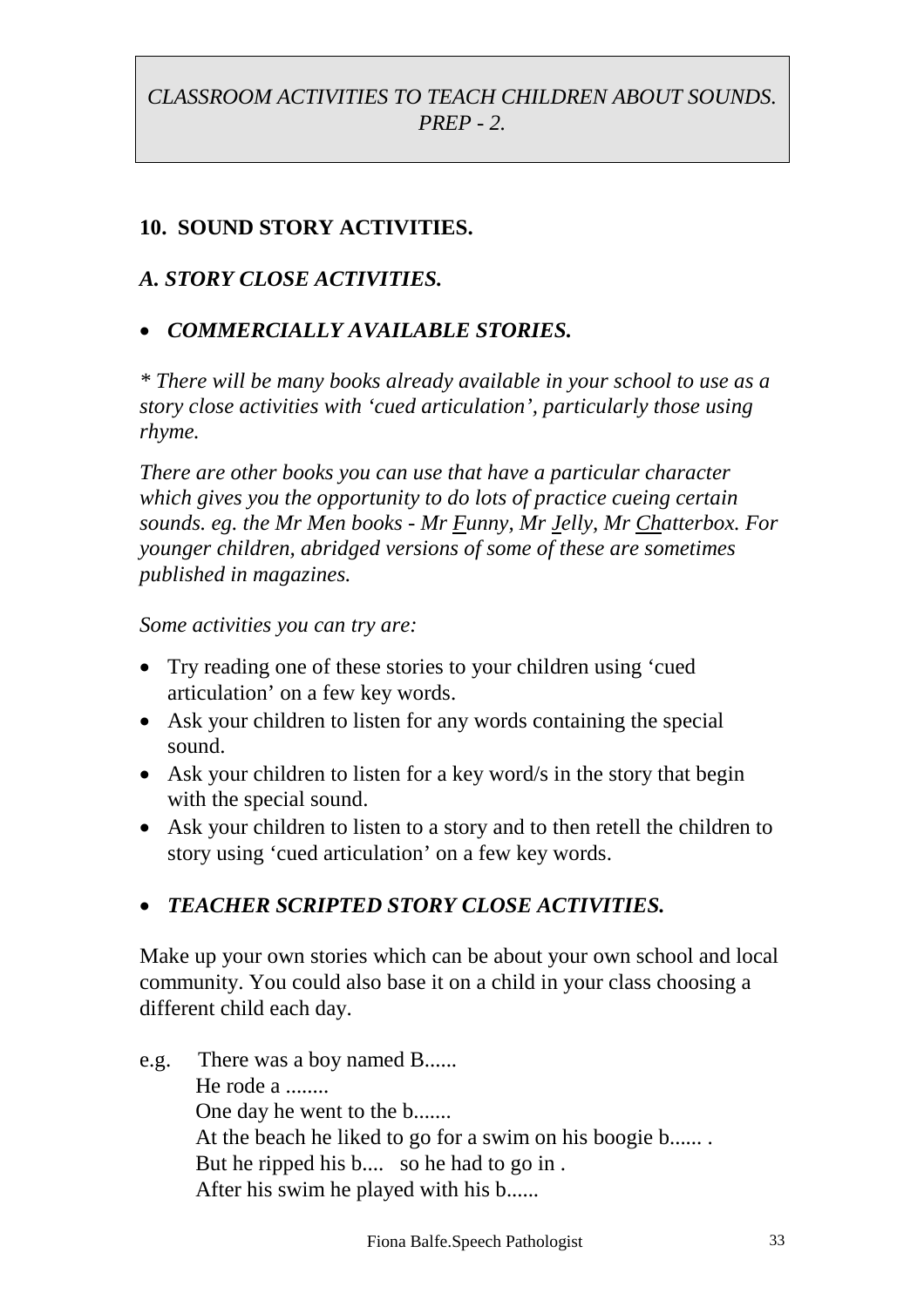*CLASSROOM ACTIVITIES TO TEACH CHILDREN ABOUT SOUNDS. PREP - 2.*

## 10. SOUND STORY ACTIVITIES.

### *A. STORY CLOSE ACTIVITIES.*

- ***COMMERCIALLY AVAILABLE STORIES.***

*\* There will be many books already available in your school to use as a story close activities with 'cued articulation', particularly those using rhyme.*

*There are other books you can use that have a particular character which gives you the opportunity to do lots of practice cueing certain sounds. eg. the Mr Men books - Mr <u>F</u>unny, Mr <u>J</u>elly, Mr <u>Ch</u>atterbox. For younger children, abridged versions of some of these are sometimes published in magazines.*

*Some activities you can try are:*

- Try reading one of these stories to your children using 'cued articulation' on a few key words.
- Ask your children to listen for any words containing the special sound.
- Ask your children to listen for a key word/s in the story that begin with the special sound.
- Ask your children to listen to a story and to then retell the children to story using 'cued articulation' on a few key words.

- ***TEACHER SCRIPTED STORY CLOSE ACTIVITIES.***

Make up your own stories which can be about your own school and local community. You could also base it on a child in your class choosing a different child each day.

e.g. There was a boy named B......
He rode a ........
One day he went to the b.......
At the beach he liked to go for a swim on his boogie b...... .
But he ripped his b.... so he had to go in .
After his swim he played with his b......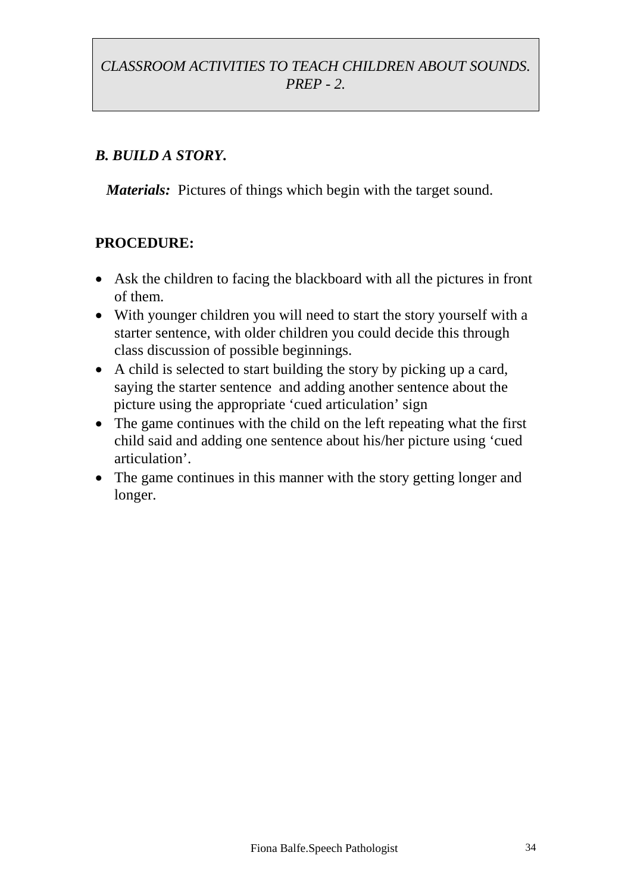*CLASSROOM ACTIVITIES TO TEACH CHILDREN ABOUT SOUNDS. PREP - 2.*

### *B. BUILD A STORY.*

***Materials:*** Pictures of things which begin with the target sound.

**PROCEDURE:**

- Ask the children to facing the blackboard with all the pictures in front of them.
- With younger children you will need to start the story yourself with a starter sentence, with older children you could decide this through class discussion of possible beginnings.
- A child is selected to start building the story by picking up a card, saying the starter sentence and adding another sentence about the picture using the appropriate 'cued articulation' sign
- The game continues with the child on the left repeating what the first child said and adding one sentence about his/her picture using 'cued articulation'.
- The game continues in this manner with the story getting longer and longer.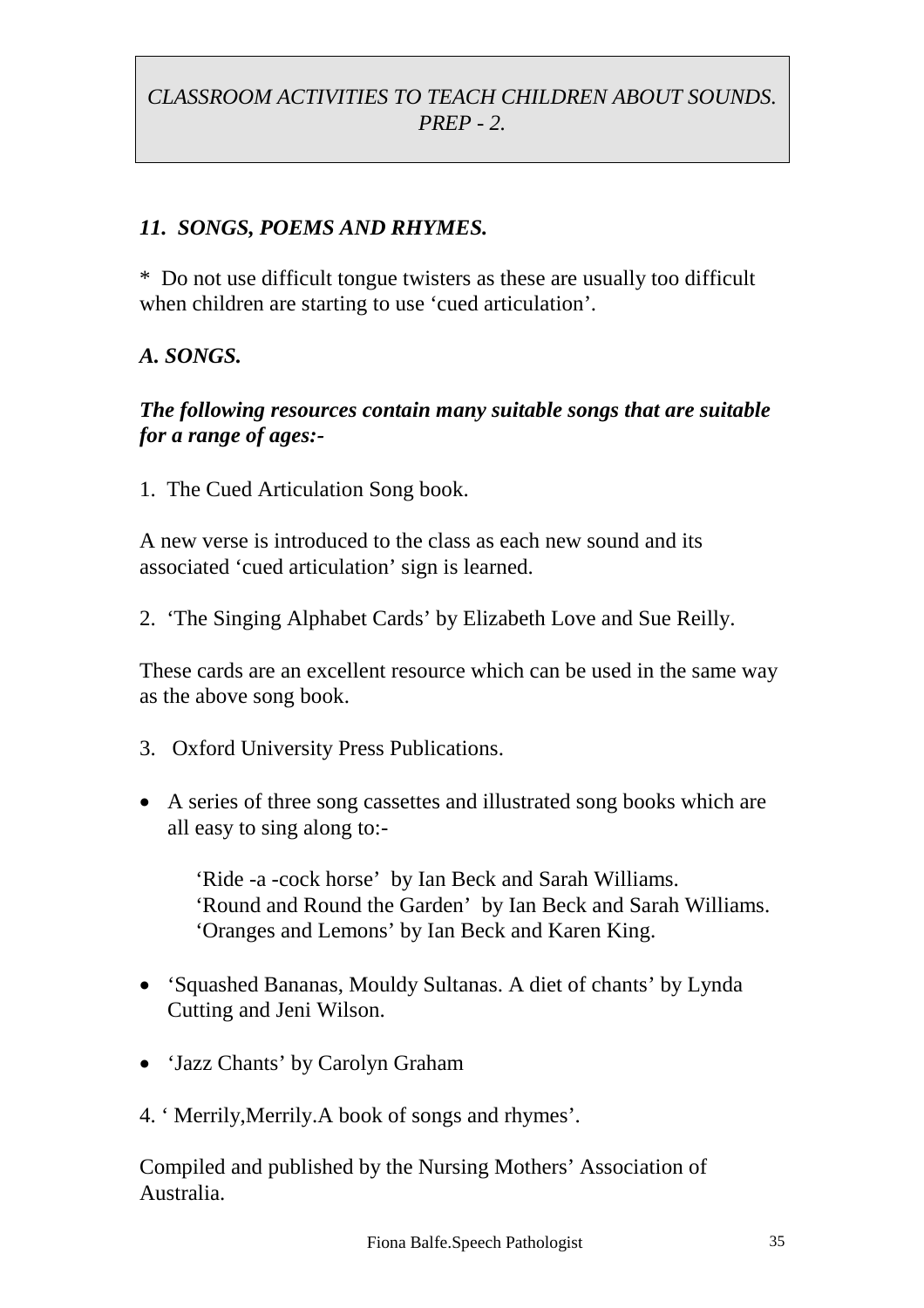*CLASSROOM ACTIVITIES TO TEACH CHILDREN ABOUT SOUNDS. PREP - 2.*

### *11. SONGS, POEMS AND RHYMES.*

* Do not use difficult tongue twisters as these are usually too difficult when children are starting to use 'cued articulation'.

### *A. SONGS.*

***The following resources contain many suitable songs that are suitable for a range of ages:-***

1. The Cued Articulation Song book.

A new verse is introduced to the class as each new sound and its associated 'cued articulation' sign is learned.

2. 'The Singing Alphabet Cards' by Elizabeth Love and Sue Reilly.

These cards are an excellent resource which can be used in the same way as the above song book.

3. Oxford University Press Publications.

- A series of three song cassettes and illustrated song books which are all easy to sing along to:-

  'Ride -a -cock horse' by Ian Beck and Sarah Williams.
  'Round and Round the Garden' by Ian Beck and Sarah Williams.
  'Oranges and Lemons' by Ian Beck and Karen King.

- 'Squashed Bananas, Mouldy Sultanas. A diet of chants' by Lynda Cutting and Jeni Wilson.

- 'Jazz Chants' by Carolyn Graham

4. ' Merrily,Merrily.A book of songs and rhymes'.

Compiled and published by the Nursing Mothers' Association of Australia.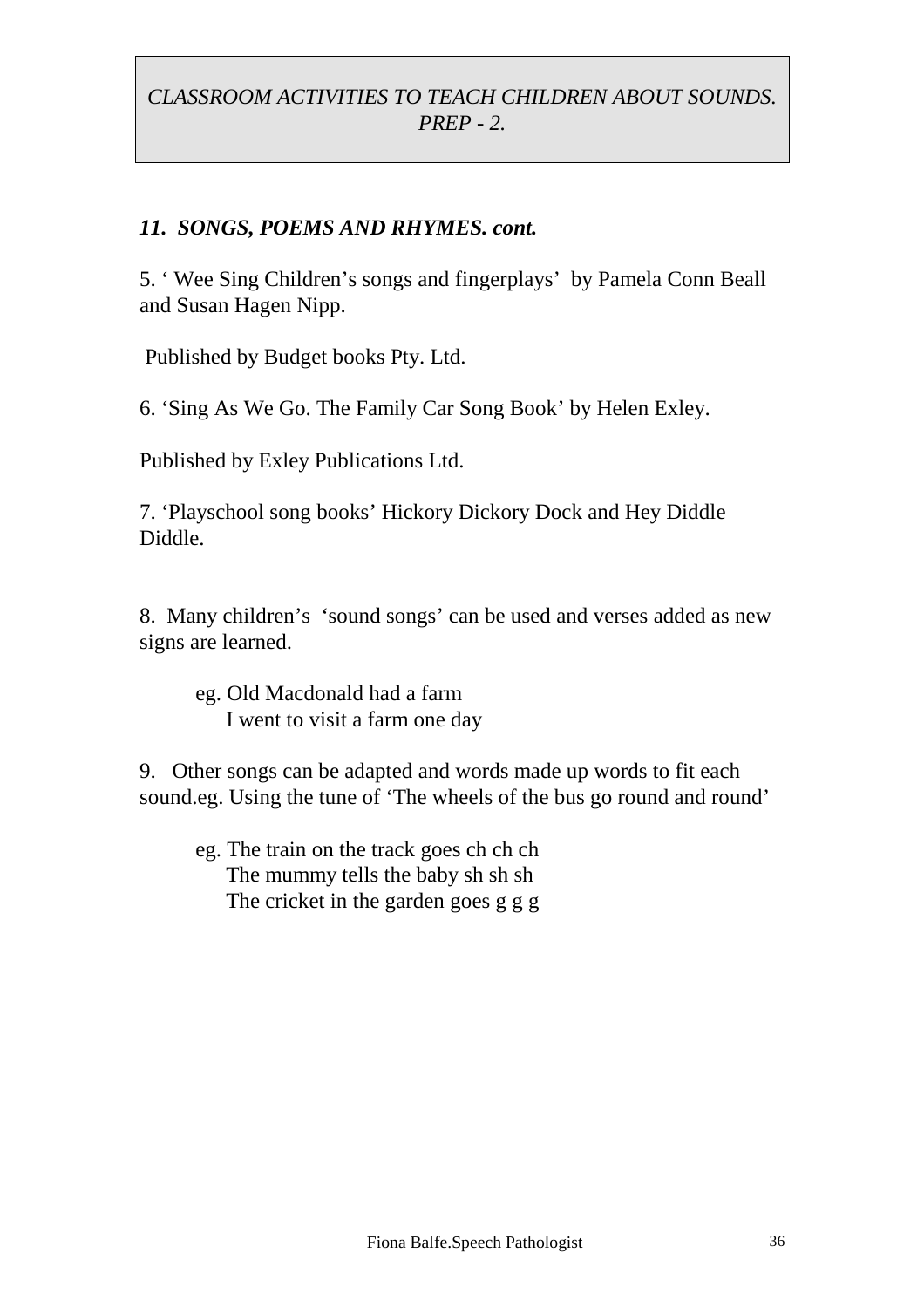*CLASSROOM ACTIVITIES TO TEACH CHILDREN ABOUT SOUNDS. PREP - 2.*

### ***11. SONGS, POEMS AND RHYMES. cont.***

5. ' Wee Sing Children's songs and fingerplays' by Pamela Conn Beall and Susan Hagen Nipp.

Published by Budget books Pty. Ltd.

6. 'Sing As We Go. The Family Car Song Book' by Helen Exley.

Published by Exley Publications Ltd.

7. 'Playschool song books' Hickory Dickory Dock and Hey Diddle Diddle.

8. Many children's 'sound songs' can be used and verses added as new signs are learned.

eg. Old Macdonald had a farm
I went to visit a farm one day

9. Other songs can be adapted and words made up words to fit each sound.eg. Using the tune of 'The wheels of the bus go round and round'

eg. The train on the track goes ch ch ch
The mummy tells the baby sh sh sh
The cricket in the garden goes g g g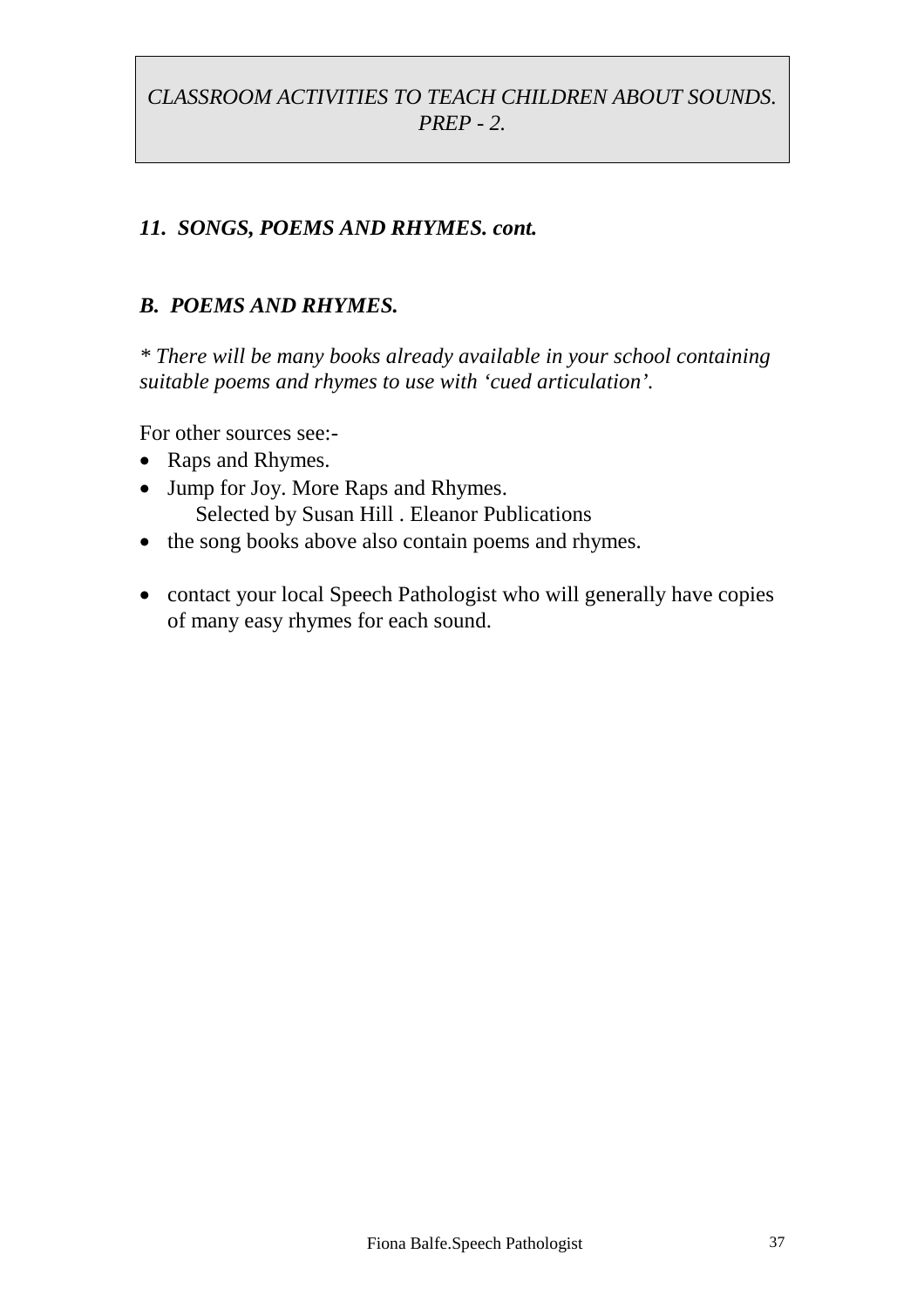*CLASSROOM ACTIVITIES TO TEACH CHILDREN ABOUT SOUNDS.*
*PREP - 2.*

## *11. SONGS, POEMS AND RHYMES. cont.*

### *B. POEMS AND RHYMES.*

*\* There will be many books already available in your school containing suitable poems and rhymes to use with 'cued articulation'.*

For other sources see:-

- Raps and Rhymes.
- Jump for Joy. More Raps and Rhymes.
  Selected by Susan Hill . Eleanor Publications
- the song books above also contain poems and rhymes.

- contact your local Speech Pathologist who will generally have copies of many easy rhymes for each sound.